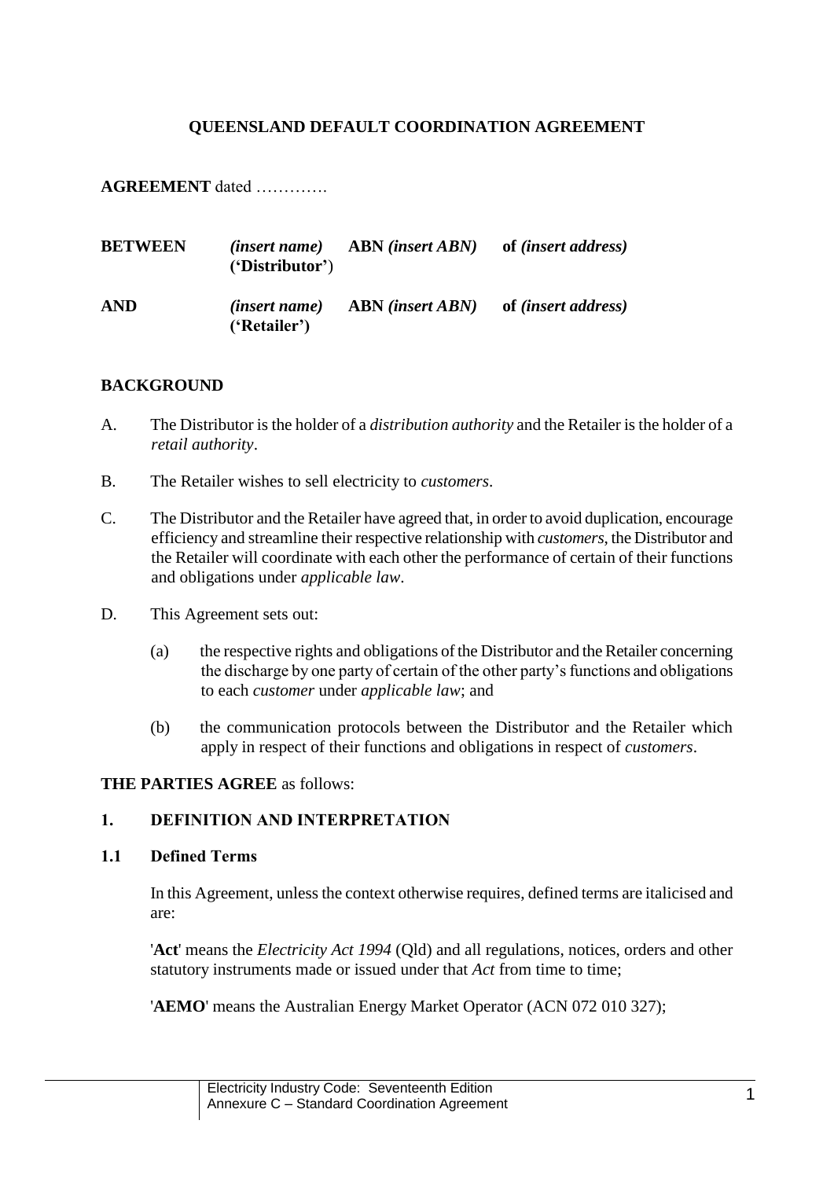# QUEENSLAND DEFAULT COORDINATION AGREEMENT

**AGREEMENT** dated ………….

| | | | |
|---|---|---|---|
| **BETWEEN** | *(insert name)* **('Distributor')** | **ABN** *(insert ABN)* | **of** *(insert address)* |
| **AND** | *(insert name)* **('Retailer')** | **ABN** *(insert ABN)* | **of** *(insert address)* |

## BACKGROUND

A. The Distributor is the holder of a *distribution authority* and the Retailer is the holder of a *retail authority*.

B. The Retailer wishes to sell electricity to *customers*.

C. The Distributor and the Retailer have agreed that, in order to avoid duplication, encourage efficiency and streamline their respective relationship with *customers*, the Distributor and the Retailer will coordinate with each other the performance of certain of their functions and obligations under *applicable law*.

D. This Agreement sets out:

   (a) the respective rights and obligations of the Distributor and the Retailer concerning the discharge by one party of certain of the other party's functions and obligations to each *customer* under *applicable law*; and

   (b) the communication protocols between the Distributor and the Retailer which apply in respect of their functions and obligations in respect of *customers*.

**THE PARTIES AGREE** as follows:

## 1. DEFINITION AND INTERPRETATION

### 1.1 Defined Terms

In this Agreement, unless the context otherwise requires, defined terms are italicised and are:

'**Act**' means the *Electricity Act 1994* (Qld) and all regulations, notices, orders and other statutory instruments made or issued under that *Act* from time to time;

'**AEMO**' means the Australian Energy Market Operator (ACN 072 010 327);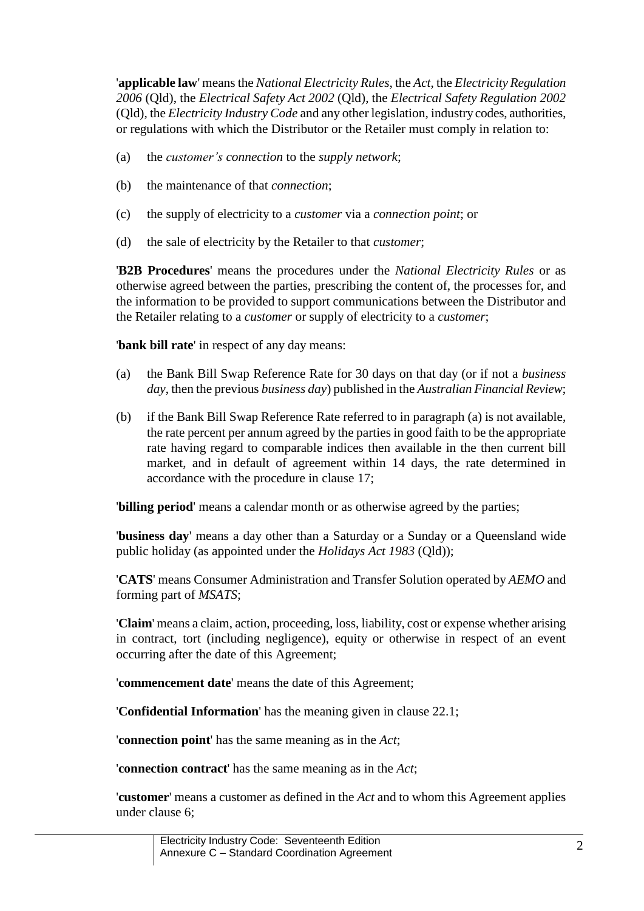'**applicable law**' means the *National Electricity Rules*, the *Act*, the *Electricity Regulation 2006* (Qld), the *Electrical Safety Act 2002* (Qld), the *Electrical Safety Regulation 2002* (Qld), the *Electricity Industry Code* and any other legislation, industry codes, authorities, or regulations with which the Distributor or the Retailer must comply in relation to:

(a) the *customer's connection* to the *supply network*;

(b) the maintenance of that *connection*;

(c) the supply of electricity to a *customer* via a *connection point*; or

(d) the sale of electricity by the Retailer to that *customer*;

'**B2B Procedures**' means the procedures under the *National Electricity Rules* or as otherwise agreed between the parties, prescribing the content of, the processes for, and the information to be provided to support communications between the Distributor and the Retailer relating to a *customer* or supply of electricity to a *customer*;

'**bank bill rate**' in respect of any day means:

(a) the Bank Bill Swap Reference Rate for 30 days on that day (or if not a *business day*, then the previous *business day*) published in the *Australian Financial Review*;

(b) if the Bank Bill Swap Reference Rate referred to in paragraph (a) is not available, the rate percent per annum agreed by the parties in good faith to be the appropriate rate having regard to comparable indices then available in the then current bill market, and in default of agreement within 14 days, the rate determined in accordance with the procedure in clause 17;

'**billing period**' means a calendar month or as otherwise agreed by the parties;

'**business day**' means a day other than a Saturday or a Sunday or a Queensland wide public holiday (as appointed under the *Holidays Act 1983* (Qld));

'**CATS**' means Consumer Administration and Transfer Solution operated by *AEMO* and forming part of *MSATS*;

'**Claim**' means a claim, action, proceeding, loss, liability, cost or expense whether arising in contract, tort (including negligence), equity or otherwise in respect of an event occurring after the date of this Agreement;

'**commencement date**' means the date of this Agreement;

'**Confidential Information**' has the meaning given in clause 22.1;

'**connection point**' has the same meaning as in the *Act*;

'**connection contract**' has the same meaning as in the *Act*;

'**customer**' means a customer as defined in the *Act* and to whom this Agreement applies under clause 6;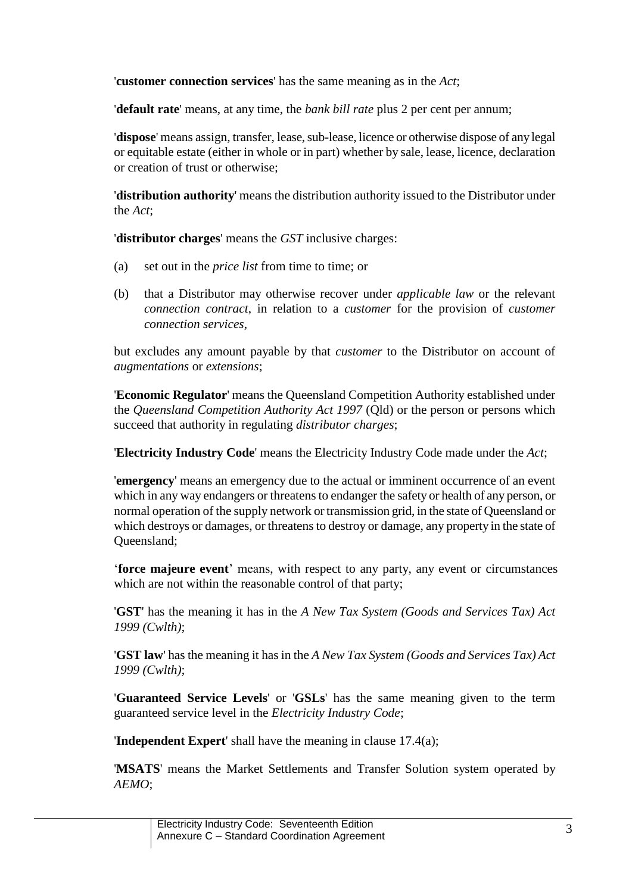'**customer connection services**' has the same meaning as in the *Act*;

'**default rate**' means, at any time, the *bank bill rate* plus 2 per cent per annum;

'**dispose**' means assign, transfer, lease, sub-lease, licence or otherwise dispose of any legal or equitable estate (either in whole or in part) whether by sale, lease, licence, declaration or creation of trust or otherwise;

'**distribution authority**' means the distribution authority issued to the Distributor under the *Act*;

'**distributor charges**' means the *GST* inclusive charges:

(a) set out in the *price list* from time to time; or

(b) that a Distributor may otherwise recover under *applicable law* or the relevant *connection contract*, in relation to a *customer* for the provision of *customer connection services*,

but excludes any amount payable by that *customer* to the Distributor on account of *augmentations* or *extensions*;

'**Economic Regulator**' means the Queensland Competition Authority established under the *Queensland Competition Authority Act 1997* (Qld) or the person or persons which succeed that authority in regulating *distributor charges*;

'**Electricity Industry Code**' means the Electricity Industry Code made under the *Act*;

'**emergency**' means an emergency due to the actual or imminent occurrence of an event which in any way endangers or threatens to endanger the safety or health of any person, or normal operation of the supply network or transmission grid, in the state of Queensland or which destroys or damages, or threatens to destroy or damage, any property in the state of Queensland;

'**force majeure event**' means, with respect to any party, any event or circumstances which are not within the reasonable control of that party;

'**GST**' has the meaning it has in the *A New Tax System (Goods and Services Tax) Act 1999 (Cwlth)*;

'**GST law**' has the meaning it has in the *A New Tax System (Goods and Services Tax) Act 1999 (Cwlth)*;

'**Guaranteed Service Levels**' or '**GSLs**' has the same meaning given to the term guaranteed service level in the *Electricity Industry Code*;

'**Independent Expert**' shall have the meaning in clause 17.4(a);

'**MSATS**' means the Market Settlements and Transfer Solution system operated by *AEMO*;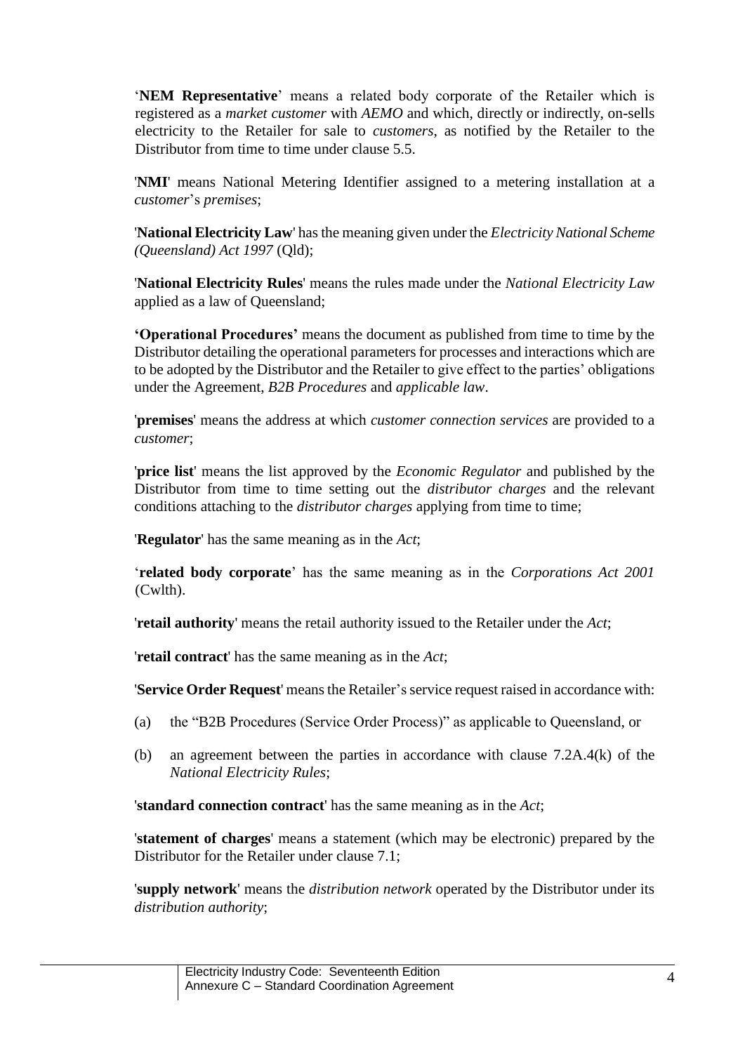'**NEM Representative**' means a related body corporate of the Retailer which is registered as a *market customer* with *AEMO* and which, directly or indirectly, on-sells electricity to the Retailer for sale to *customers*, as notified by the Retailer to the Distributor from time to time under clause 5.5.

'**NMI**' means National Metering Identifier assigned to a metering installation at a *customer*'s *premises*;

'**National Electricity Law**' has the meaning given under the *Electricity National Scheme (Queensland) Act 1997* (Qld);

'**National Electricity Rules**' means the rules made under the *National Electricity Law* applied as a law of Queensland;

**'Operational Procedures'** means the document as published from time to time by the Distributor detailing the operational parameters for processes and interactions which are to be adopted by the Distributor and the Retailer to give effect to the parties' obligations under the Agreement, *B2B Procedures* and *applicable law*.

'**premises**' means the address at which *customer connection services* are provided to a *customer*;

'**price list**' means the list approved by the *Economic Regulator* and published by the Distributor from time to time setting out the *distributor charges* and the relevant conditions attaching to the *distributor charges* applying from time to time;

'**Regulator**' has the same meaning as in the *Act*;

'**related body corporate**' has the same meaning as in the *Corporations Act 2001* (Cwlth).

'**retail authority**' means the retail authority issued to the Retailer under the *Act*;

'**retail contract**' has the same meaning as in the *Act*;

'**Service Order Request**' means the Retailer's service request raised in accordance with:

(a) the "B2B Procedures (Service Order Process)" as applicable to Queensland, or

(b) an agreement between the parties in accordance with clause 7.2A.4(k) of the *National Electricity Rules*;

'**standard connection contract**' has the same meaning as in the *Act*;

'**statement of charges**' means a statement (which may be electronic) prepared by the Distributor for the Retailer under clause 7.1;

'**supply network**' means the *distribution network* operated by the Distributor under its *distribution authority*;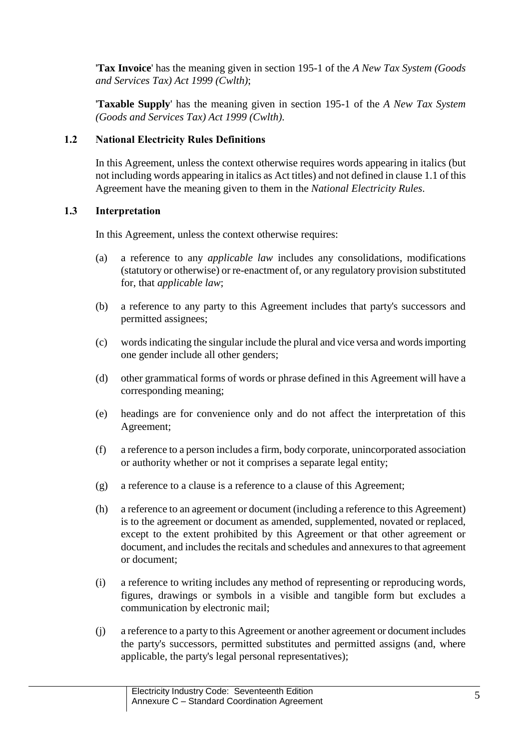'**Tax Invoice**' has the meaning given in section 195-1 of the *A New Tax System (Goods and Services Tax) Act 1999 (Cwlth)*;

'**Taxable Supply**' has the meaning given in section 195-1 of the *A New Tax System (Goods and Services Tax) Act 1999 (Cwlth)*.

### 1.2 National Electricity Rules Definitions

In this Agreement, unless the context otherwise requires words appearing in italics (but not including words appearing in italics as Act titles) and not defined in clause 1.1 of this Agreement have the meaning given to them in the *National Electricity Rules*.

### 1.3 Interpretation

In this Agreement, unless the context otherwise requires:

(a) a reference to any *applicable law* includes any consolidations, modifications (statutory or otherwise) or re-enactment of, or any regulatory provision substituted for, that *applicable law*;

(b) a reference to any party to this Agreement includes that party's successors and permitted assignees;

(c) words indicating the singular include the plural and vice versa and words importing one gender include all other genders;

(d) other grammatical forms of words or phrase defined in this Agreement will have a corresponding meaning;

(e) headings are for convenience only and do not affect the interpretation of this Agreement;

(f) a reference to a person includes a firm, body corporate, unincorporated association or authority whether or not it comprises a separate legal entity;

(g) a reference to a clause is a reference to a clause of this Agreement;

(h) a reference to an agreement or document (including a reference to this Agreement) is to the agreement or document as amended, supplemented, novated or replaced, except to the extent prohibited by this Agreement or that other agreement or document, and includes the recitals and schedules and annexures to that agreement or document;

(i) a reference to writing includes any method of representing or reproducing words, figures, drawings or symbols in a visible and tangible form but excludes a communication by electronic mail;

(j) a reference to a party to this Agreement or another agreement or document includes the party's successors, permitted substitutes and permitted assigns (and, where applicable, the party's legal personal representatives);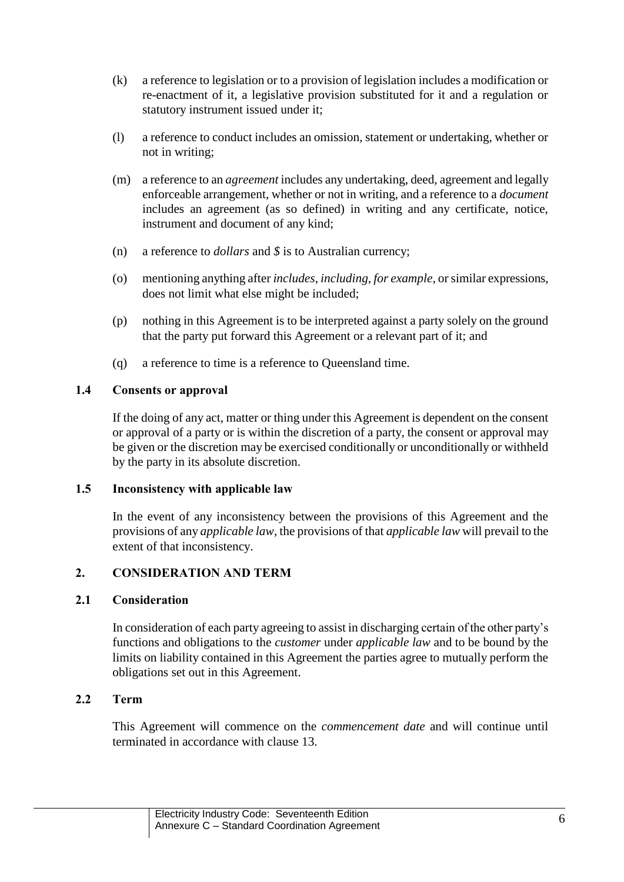(k) a reference to legislation or to a provision of legislation includes a modification or re-enactment of it, a legislative provision substituted for it and a regulation or statutory instrument issued under it;

(l) a reference to conduct includes an omission, statement or undertaking, whether or not in writing;

(m) a reference to an *agreement* includes any undertaking, deed, agreement and legally enforceable arrangement, whether or not in writing, and a reference to a *document* includes an agreement (as so defined) in writing and any certificate, notice, instrument and document of any kind;

(n) a reference to *dollars* and *$* is to Australian currency;

(o) mentioning anything after *includes*, *including*, *for example*, or similar expressions, does not limit what else might be included;

(p) nothing in this Agreement is to be interpreted against a party solely on the ground that the party put forward this Agreement or a relevant part of it; and

(q) a reference to time is a reference to Queensland time.

### 1.4 Consents or approval

If the doing of any act, matter or thing under this Agreement is dependent on the consent or approval of a party or is within the discretion of a party, the consent or approval may be given or the discretion may be exercised conditionally or unconditionally or withheld by the party in its absolute discretion.

### 1.5 Inconsistency with applicable law

In the event of any inconsistency between the provisions of this Agreement and the provisions of any *applicable law*, the provisions of that *applicable law* will prevail to the extent of that inconsistency.

## 2. CONSIDERATION AND TERM

### 2.1 Consideration

In consideration of each party agreeing to assist in discharging certain of the other party's functions and obligations to the *customer* under *applicable law* and to be bound by the limits on liability contained in this Agreement the parties agree to mutually perform the obligations set out in this Agreement.

### 2.2 Term

This Agreement will commence on the *commencement date* and will continue until terminated in accordance with clause 13.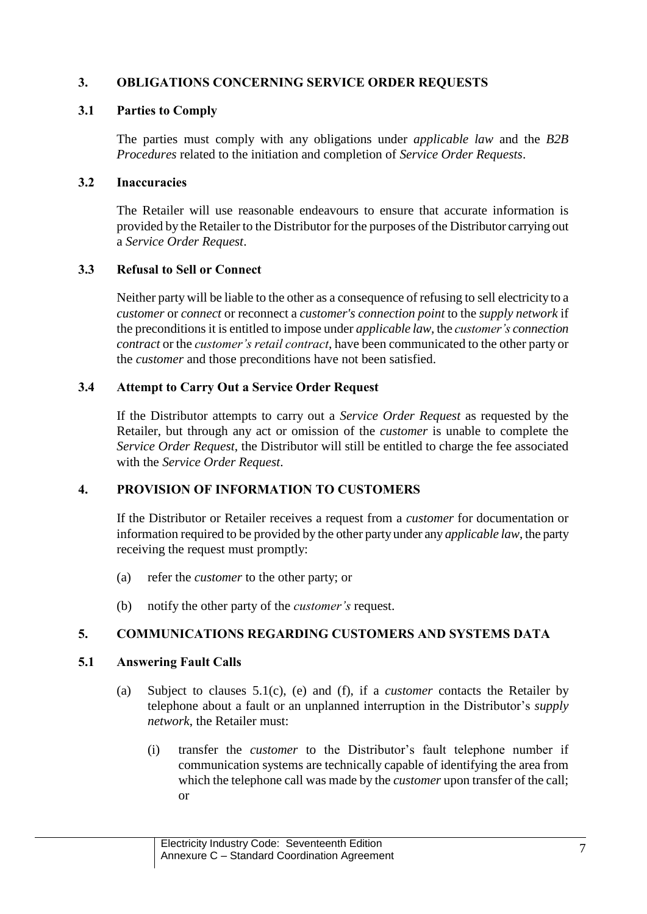## 3. OBLIGATIONS CONCERNING SERVICE ORDER REQUESTS

### 3.1 Parties to Comply

The parties must comply with any obligations under *applicable law* and the *B2B Procedures* related to the initiation and completion of *Service Order Requests*.

### 3.2 Inaccuracies

The Retailer will use reasonable endeavours to ensure that accurate information is provided by the Retailer to the Distributor for the purposes of the Distributor carrying out a *Service Order Request*.

### 3.3 Refusal to Sell or Connect

Neither party will be liable to the other as a consequence of refusing to sell electricity to a *customer* or *connect* or reconnect a *customer's connection point* to the *supply network* if the preconditions it is entitled to impose under *applicable law*, the *customer's connection contract* or the *customer's retail contract*, have been communicated to the other party or the *customer* and those preconditions have not been satisfied.

### 3.4 Attempt to Carry Out a Service Order Request

If the Distributor attempts to carry out a *Service Order Request* as requested by the Retailer, but through any act or omission of the *customer* is unable to complete the *Service Order Request*, the Distributor will still be entitled to charge the fee associated with the *Service Order Request*.

## 4. PROVISION OF INFORMATION TO CUSTOMERS

If the Distributor or Retailer receives a request from a *customer* for documentation or information required to be provided by the other party under any *applicable law*, the party receiving the request must promptly:

(a) refer the *customer* to the other party; or

(b) notify the other party of the *customer's* request.

## 5. COMMUNICATIONS REGARDING CUSTOMERS AND SYSTEMS DATA

### 5.1 Answering Fault Calls

(a) Subject to clauses 5.1(c), (e) and (f), if a *customer* contacts the Retailer by telephone about a fault or an unplanned interruption in the Distributor's *supply network*, the Retailer must:

  (i) transfer the *customer* to the Distributor's fault telephone number if communication systems are technically capable of identifying the area from which the telephone call was made by the *customer* upon transfer of the call; or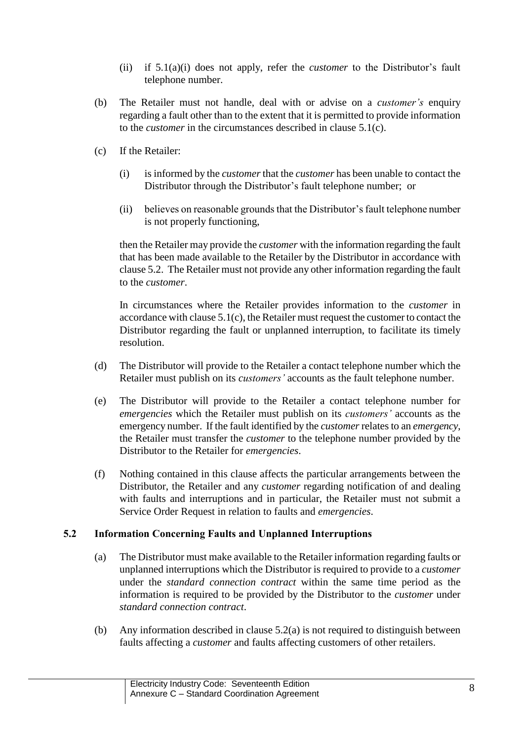(ii) if 5.1(a)(i) does not apply, refer the *customer* to the Distributor's fault telephone number.

(b) The Retailer must not handle, deal with or advise on a *customer's* enquiry regarding a fault other than to the extent that it is permitted to provide information to the *customer* in the circumstances described in clause 5.1(c).

(c) If the Retailer:

(i) is informed by the *customer* that the *customer* has been unable to contact the Distributor through the Distributor's fault telephone number; or

(ii) believes on reasonable grounds that the Distributor's fault telephone number is not properly functioning,

then the Retailer may provide the *customer* with the information regarding the fault that has been made available to the Retailer by the Distributor in accordance with clause 5.2. The Retailer must not provide any other information regarding the fault to the *customer*.

In circumstances where the Retailer provides information to the *customer* in accordance with clause 5.1(c), the Retailer must request the customer to contact the Distributor regarding the fault or unplanned interruption, to facilitate its timely resolution.

(d) The Distributor will provide to the Retailer a contact telephone number which the Retailer must publish on its *customers'* accounts as the fault telephone number.

(e) The Distributor will provide to the Retailer a contact telephone number for *emergencies* which the Retailer must publish on its *customers'* accounts as the emergency number. If the fault identified by the *customer* relates to an *emergency*, the Retailer must transfer the *customer* to the telephone number provided by the Distributor to the Retailer for *emergencies*.

(f) Nothing contained in this clause affects the particular arrangements between the Distributor, the Retailer and any *customer* regarding notification of and dealing with faults and interruptions and in particular, the Retailer must not submit a Service Order Request in relation to faults and *emergencies*.

### 5.2 Information Concerning Faults and Unplanned Interruptions

(a) The Distributor must make available to the Retailer information regarding faults or unplanned interruptions which the Distributor is required to provide to a *customer* under the *standard connection contract* within the same time period as the information is required to be provided by the Distributor to the *customer* under *standard connection contract*.

(b) Any information described in clause 5.2(a) is not required to distinguish between faults affecting a *customer* and faults affecting customers of other retailers.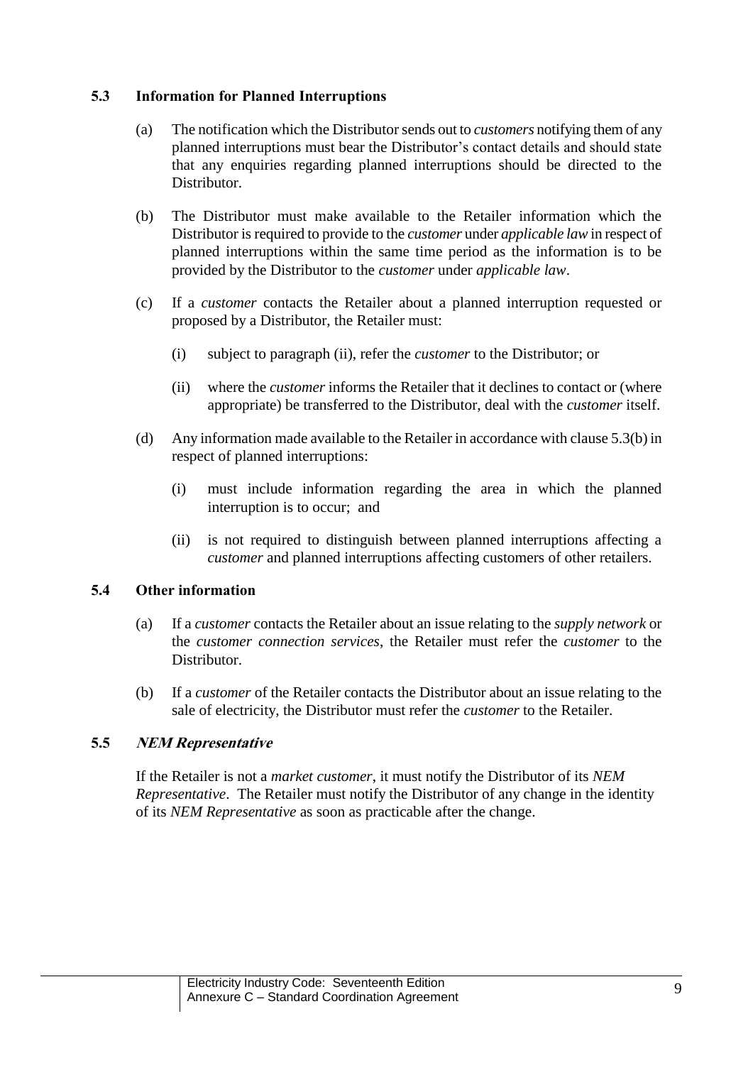### 5.3 Information for Planned Interruptions

(a) The notification which the Distributor sends out to *customers* notifying them of any planned interruptions must bear the Distributor's contact details and should state that any enquiries regarding planned interruptions should be directed to the Distributor.

(b) The Distributor must make available to the Retailer information which the Distributor is required to provide to the *customer* under *applicable law* in respect of planned interruptions within the same time period as the information is to be provided by the Distributor to the *customer* under *applicable law*.

(c) If a *customer* contacts the Retailer about a planned interruption requested or proposed by a Distributor, the Retailer must:

  (i) subject to paragraph (ii), refer the *customer* to the Distributor; or

  (ii) where the *customer* informs the Retailer that it declines to contact or (where appropriate) be transferred to the Distributor, deal with the *customer* itself.

(d) Any information made available to the Retailer in accordance with clause 5.3(b) in respect of planned interruptions:

  (i) must include information regarding the area in which the planned interruption is to occur; and

  (ii) is not required to distinguish between planned interruptions affecting a *customer* and planned interruptions affecting customers of other retailers.

### 5.4 Other information

(a) If a *customer* contacts the Retailer about an issue relating to the *supply network* or the *customer connection services*, the Retailer must refer the *customer* to the Distributor.

(b) If a *customer* of the Retailer contacts the Distributor about an issue relating to the sale of electricity, the Distributor must refer the *customer* to the Retailer.

### 5.5 *NEM Representative*

If the Retailer is not a *market customer*, it must notify the Distributor of its *NEM Representative*. The Retailer must notify the Distributor of any change in the identity of its *NEM Representative* as soon as practicable after the change.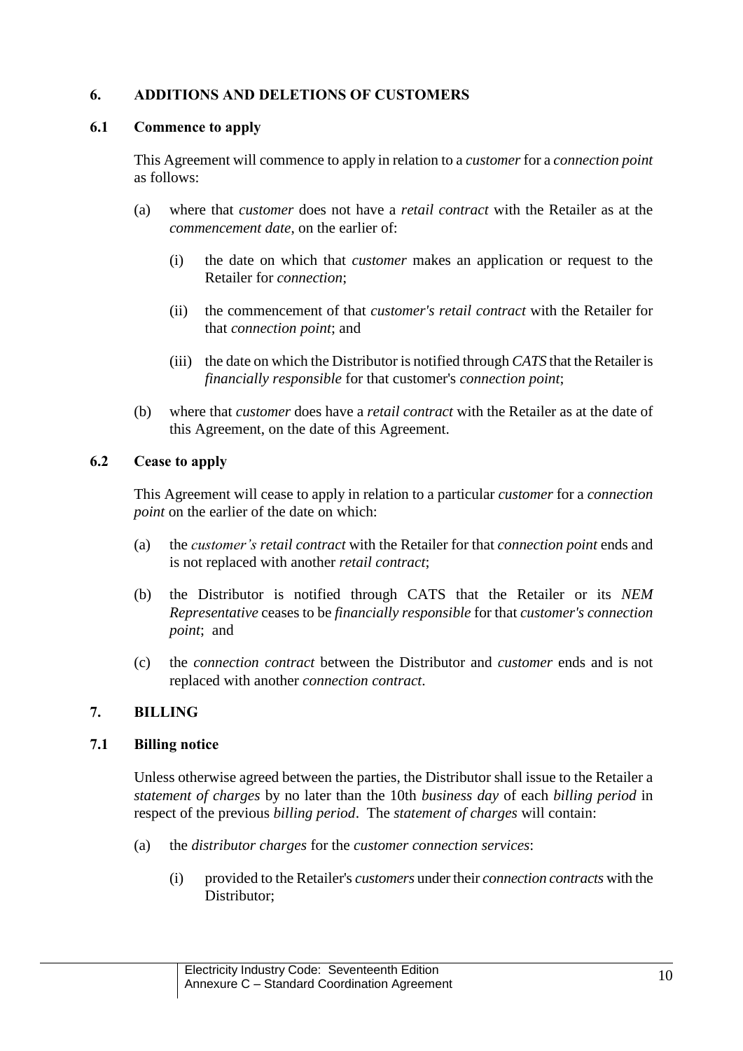## 6. ADDITIONS AND DELETIONS OF CUSTOMERS

### 6.1 Commence to apply

This Agreement will commence to apply in relation to a *customer* for a *connection point* as follows:

(a) where that *customer* does not have a *retail contract* with the Retailer as at the *commencement date*, on the earlier of:

   (i) the date on which that *customer* makes an application or request to the Retailer for *connection*;

   (ii) the commencement of that *customer's retail contract* with the Retailer for that *connection point*; and

   (iii) the date on which the Distributor is notified through *CATS* that the Retailer is *financially responsible* for that customer's *connection point*;

(b) where that *customer* does have a *retail contract* with the Retailer as at the date of this Agreement, on the date of this Agreement.

### 6.2 Cease to apply

This Agreement will cease to apply in relation to a particular *customer* for a *connection point* on the earlier of the date on which:

(a) the *customer's retail contract* with the Retailer for that *connection point* ends and is not replaced with another *retail contract*;

(b) the Distributor is notified through CATS that the Retailer or its *NEM Representative* ceases to be *financially responsible* for that *customer's connection point*; and

(c) the *connection contract* between the Distributor and *customer* ends and is not replaced with another *connection contract*.

## 7. BILLING

### 7.1 Billing notice

Unless otherwise agreed between the parties, the Distributor shall issue to the Retailer a *statement of charges* by no later than the 10th *business day* of each *billing period* in respect of the previous *billing period*. The *statement of charges* will contain:

(a) the *distributor charges* for the *customer connection services*:

   (i) provided to the Retailer's *customers* under their *connection contracts* with the Distributor;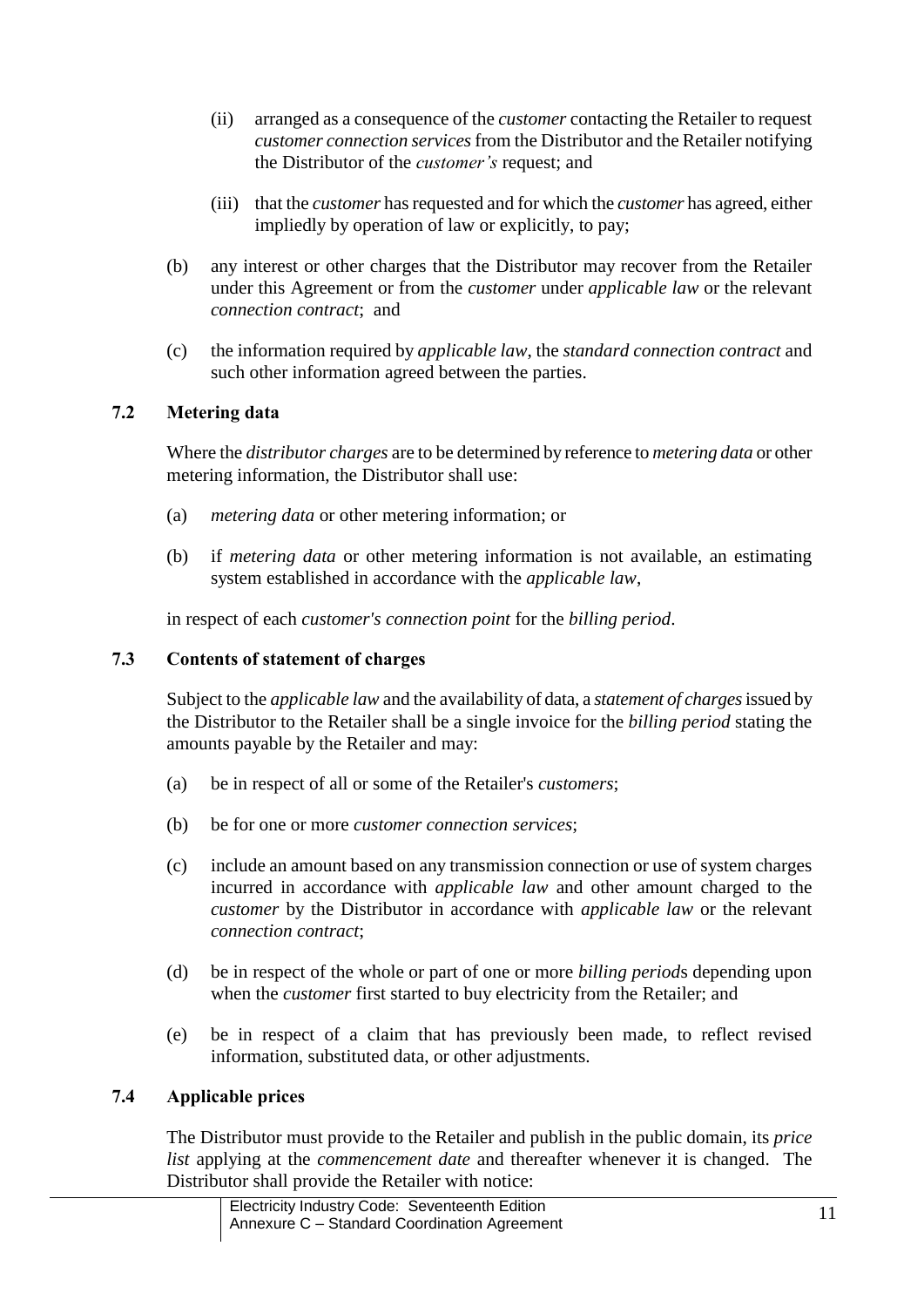(ii) arranged as a consequence of the *customer* contacting the Retailer to request *customer connection services* from the Distributor and the Retailer notifying the Distributor of the *customer's* request; and

(iii) that the *customer* has requested and for which the *customer* has agreed, either impliedly by operation of law or explicitly, to pay;

(b) any interest or other charges that the Distributor may recover from the Retailer under this Agreement or from the *customer* under *applicable law* or the relevant *connection contract*; and

(c) the information required by *applicable law*, the *standard connection contract* and such other information agreed between the parties.

### 7.2 Metering data

Where the *distributor charges* are to be determined by reference to *metering data* or other metering information, the Distributor shall use:

(a) *metering data* or other metering information; or

(b) if *metering data* or other metering information is not available, an estimating system established in accordance with the *applicable law*,

in respect of each *customer's connection point* for the *billing period*.

### 7.3 Contents of statement of charges

Subject to the *applicable law* and the availability of data, a *statement of charges* issued by the Distributor to the Retailer shall be a single invoice for the *billing period* stating the amounts payable by the Retailer and may:

(a) be in respect of all or some of the Retailer's *customers*;

(b) be for one or more *customer connection services*;

(c) include an amount based on any transmission connection or use of system charges incurred in accordance with *applicable law* and other amount charged to the *customer* by the Distributor in accordance with *applicable law* or the relevant *connection contract*;

(d) be in respect of the whole or part of one or more *billing period*s depending upon when the *customer* first started to buy electricity from the Retailer; and

(e) be in respect of a claim that has previously been made, to reflect revised information, substituted data, or other adjustments.

### 7.4 Applicable prices

The Distributor must provide to the Retailer and publish in the public domain, its *price list* applying at the *commencement date* and thereafter whenever it is changed. The Distributor shall provide the Retailer with notice: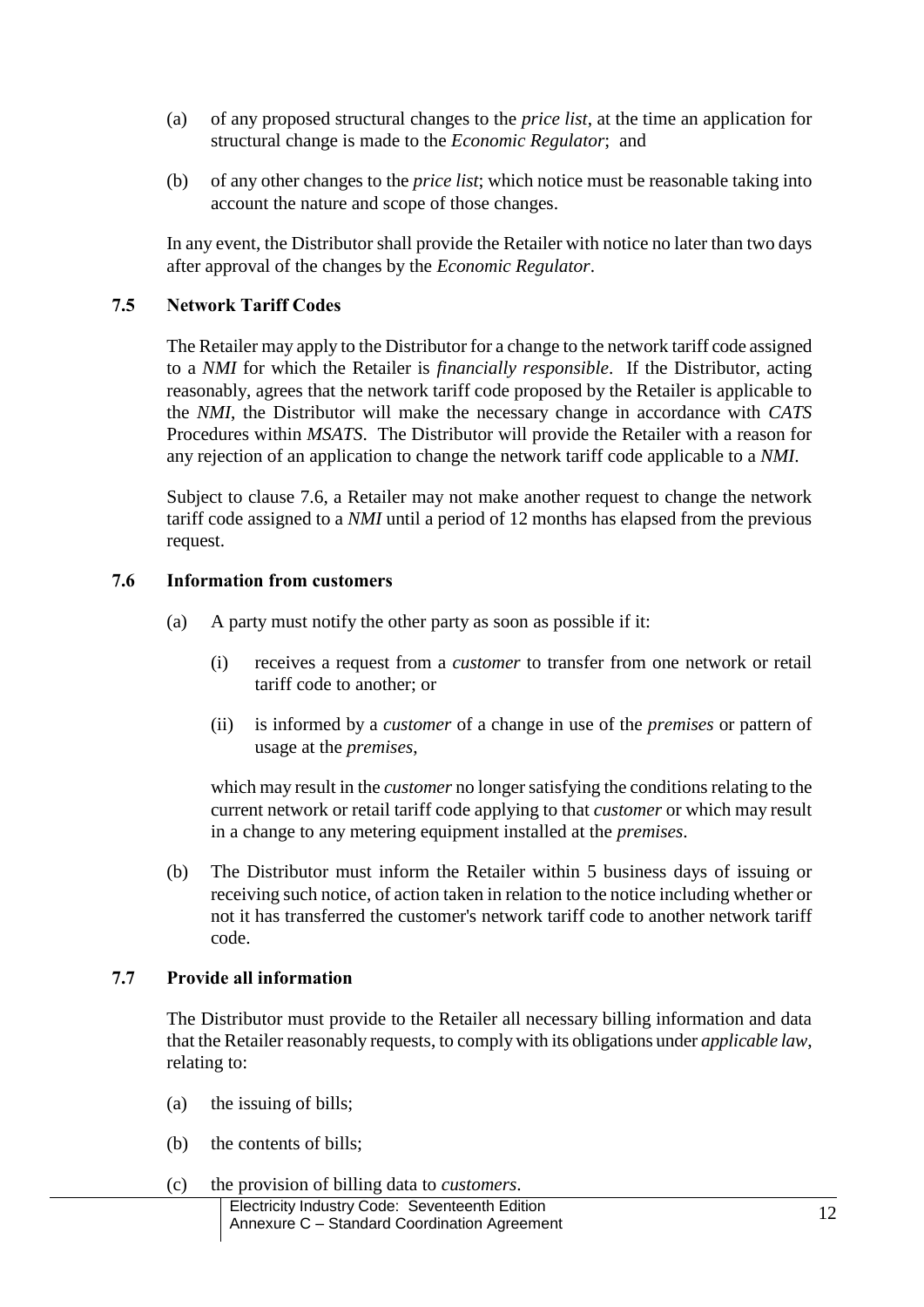(a) of any proposed structural changes to the *price list*, at the time an application for structural change is made to the *Economic Regulator*; and

(b) of any other changes to the *price list*; which notice must be reasonable taking into account the nature and scope of those changes.

In any event, the Distributor shall provide the Retailer with notice no later than two days after approval of the changes by the *Economic Regulator*.

### 7.5 Network Tariff Codes

The Retailer may apply to the Distributor for a change to the network tariff code assigned to a *NMI* for which the Retailer is *financially responsible*. If the Distributor, acting reasonably, agrees that the network tariff code proposed by the Retailer is applicable to the *NMI*, the Distributor will make the necessary change in accordance with *CATS* Procedures within *MSATS*. The Distributor will provide the Retailer with a reason for any rejection of an application to change the network tariff code applicable to a *NMI*.

Subject to clause 7.6, a Retailer may not make another request to change the network tariff code assigned to a *NMI* until a period of 12 months has elapsed from the previous request.

### 7.6 Information from customers

(a) A party must notify the other party as soon as possible if it:

(i) receives a request from a *customer* to transfer from one network or retail tariff code to another; or

(ii) is informed by a *customer* of a change in use of the *premises* or pattern of usage at the *premises*,

which may result in the *customer* no longer satisfying the conditions relating to the current network or retail tariff code applying to that *customer* or which may result in a change to any metering equipment installed at the *premises*.

(b) The Distributor must inform the Retailer within 5 business days of issuing or receiving such notice, of action taken in relation to the notice including whether or not it has transferred the customer's network tariff code to another network tariff code.

### 7.7 Provide all information

The Distributor must provide to the Retailer all necessary billing information and data that the Retailer reasonably requests, to comply with its obligations under *applicable law*, relating to:

(a) the issuing of bills;

(b) the contents of bills;

(c) the provision of billing data to *customers*.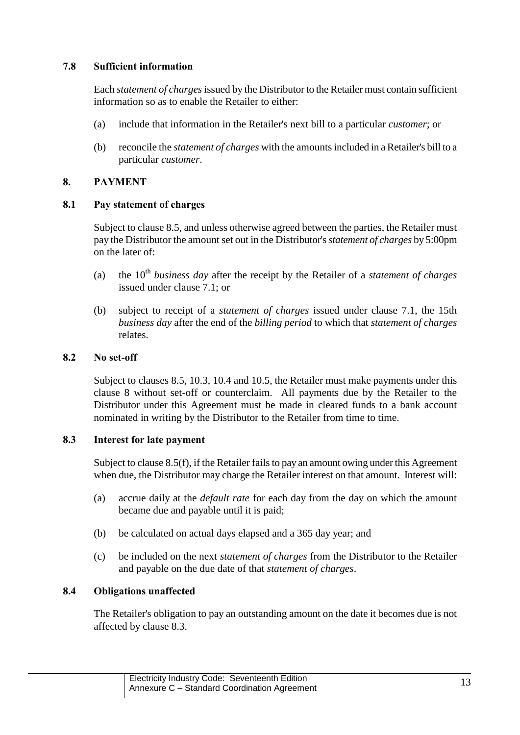### 7.8 Sufficient information

Each *statement of charges* issued by the Distributor to the Retailer must contain sufficient information so as to enable the Retailer to either:

(a) include that information in the Retailer's next bill to a particular *customer*; or

(b) reconcile the *statement of charges* with the amounts included in a Retailer's bill to a particular *customer*.

## 8. PAYMENT

### 8.1 Pay statement of charges

Subject to clause 8.5, and unless otherwise agreed between the parties, the Retailer must pay the Distributor the amount set out in the Distributor's *statement of charges* by 5:00pm on the later of:

(a) the 10th *business day* after the receipt by the Retailer of a *statement of charges* issued under clause 7.1; or

(b) subject to receipt of a *statement of charges* issued under clause 7.1, the 15th *business day* after the end of the *billing period* to which that *statement of charges* relates.

### 8.2 No set-off

Subject to clauses 8.5, 10.3, 10.4 and 10.5, the Retailer must make payments under this clause 8 without set-off or counterclaim. All payments due by the Retailer to the Distributor under this Agreement must be made in cleared funds to a bank account nominated in writing by the Distributor to the Retailer from time to time.

### 8.3 Interest for late payment

Subject to clause 8.5(f), if the Retailer fails to pay an amount owing under this Agreement when due, the Distributor may charge the Retailer interest on that amount. Interest will:

(a) accrue daily at the *default rate* for each day from the day on which the amount became due and payable until it is paid;

(b) be calculated on actual days elapsed and a 365 day year; and

(c) be included on the next *statement of charges* from the Distributor to the Retailer and payable on the due date of that *statement of charges*.

### 8.4 Obligations unaffected

The Retailer's obligation to pay an outstanding amount on the date it becomes due is not affected by clause 8.3.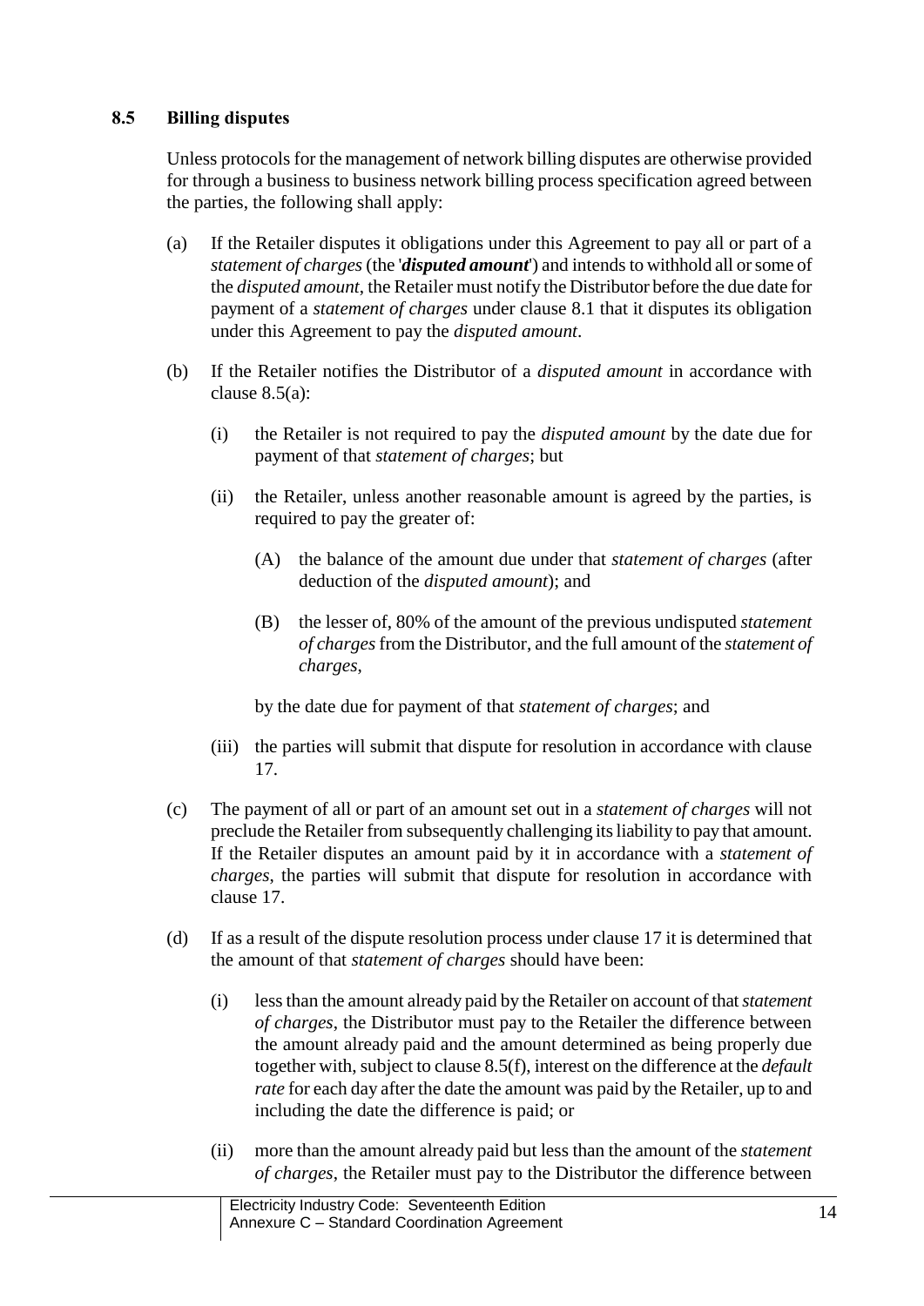### 8.5 Billing disputes

Unless protocols for the management of network billing disputes are otherwise provided for through a business to business network billing process specification agreed between the parties, the following shall apply:

(a) If the Retailer disputes it obligations under this Agreement to pay all or part of a *statement of charges* (the '***disputed amount***') and intends to withhold all or some of the *disputed amount*, the Retailer must notify the Distributor before the due date for payment of a *statement of charges* under clause 8.1 that it disputes its obligation under this Agreement to pay the *disputed amount*.

(b) If the Retailer notifies the Distributor of a *disputed amount* in accordance with clause 8.5(a):

  (i) the Retailer is not required to pay the *disputed amount* by the date due for payment of that *statement of charges*; but

  (ii) the Retailer, unless another reasonable amount is agreed by the parties, is required to pay the greater of:

    (A) the balance of the amount due under that *statement of charges* (after deduction of the *disputed amount*); and

    (B) the lesser of, 80% of the amount of the previous undisputed *statement of charges* from the Distributor, and the full amount of the *statement of charges*,

  by the date due for payment of that *statement of charges*; and

  (iii) the parties will submit that dispute for resolution in accordance with clause 17.

(c) The payment of all or part of an amount set out in a *statement of charges* will not preclude the Retailer from subsequently challenging its liability to pay that amount. If the Retailer disputes an amount paid by it in accordance with a *statement of charges*, the parties will submit that dispute for resolution in accordance with clause 17.

(d) If as a result of the dispute resolution process under clause 17 it is determined that the amount of that *statement of charges* should have been:

  (i) less than the amount already paid by the Retailer on account of that *statement of charges*, the Distributor must pay to the Retailer the difference between the amount already paid and the amount determined as being properly due together with, subject to clause 8.5(f), interest on the difference at the *default rate* for each day after the date the amount was paid by the Retailer, up to and including the date the difference is paid; or

  (ii) more than the amount already paid but less than the amount of the *statement of charges*, the Retailer must pay to the Distributor the difference between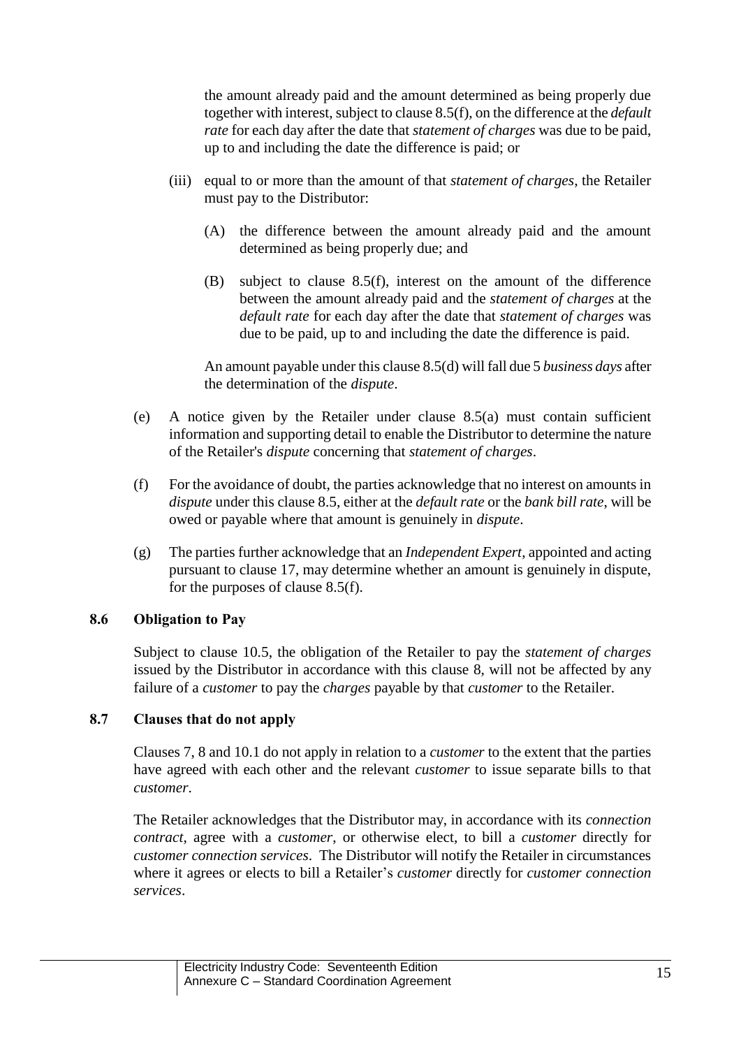the amount already paid and the amount determined as being properly due together with interest, subject to clause 8.5(f), on the difference at the *default rate* for each day after the date that *statement of charges* was due to be paid, up to and including the date the difference is paid; or

(iii) equal to or more than the amount of that *statement of charges*, the Retailer must pay to the Distributor:

(A) the difference between the amount already paid and the amount determined as being properly due; and

(B) subject to clause 8.5(f), interest on the amount of the difference between the amount already paid and the *statement of charges* at the *default rate* for each day after the date that *statement of charges* was due to be paid, up to and including the date the difference is paid.

An amount payable under this clause 8.5(d) will fall due 5 *business days* after the determination of the *dispute*.

(e) A notice given by the Retailer under clause 8.5(a) must contain sufficient information and supporting detail to enable the Distributor to determine the nature of the Retailer's *dispute* concerning that *statement of charges*.

(f) For the avoidance of doubt, the parties acknowledge that no interest on amounts in *dispute* under this clause 8.5, either at the *default rate* or the *bank bill rate*, will be owed or payable where that amount is genuinely in *dispute*.

(g) The parties further acknowledge that an *Independent Expert*, appointed and acting pursuant to clause 17, may determine whether an amount is genuinely in dispute, for the purposes of clause 8.5(f).

### 8.6 Obligation to Pay

Subject to clause 10.5, the obligation of the Retailer to pay the *statement of charges* issued by the Distributor in accordance with this clause 8, will not be affected by any failure of a *customer* to pay the *charges* payable by that *customer* to the Retailer.

### 8.7 Clauses that do not apply

Clauses 7, 8 and 10.1 do not apply in relation to a *customer* to the extent that the parties have agreed with each other and the relevant *customer* to issue separate bills to that *customer*.

The Retailer acknowledges that the Distributor may, in accordance with its *connection contract*, agree with a *customer*, or otherwise elect, to bill a *customer* directly for *customer connection services*. The Distributor will notify the Retailer in circumstances where it agrees or elects to bill a Retailer's *customer* directly for *customer connection services*.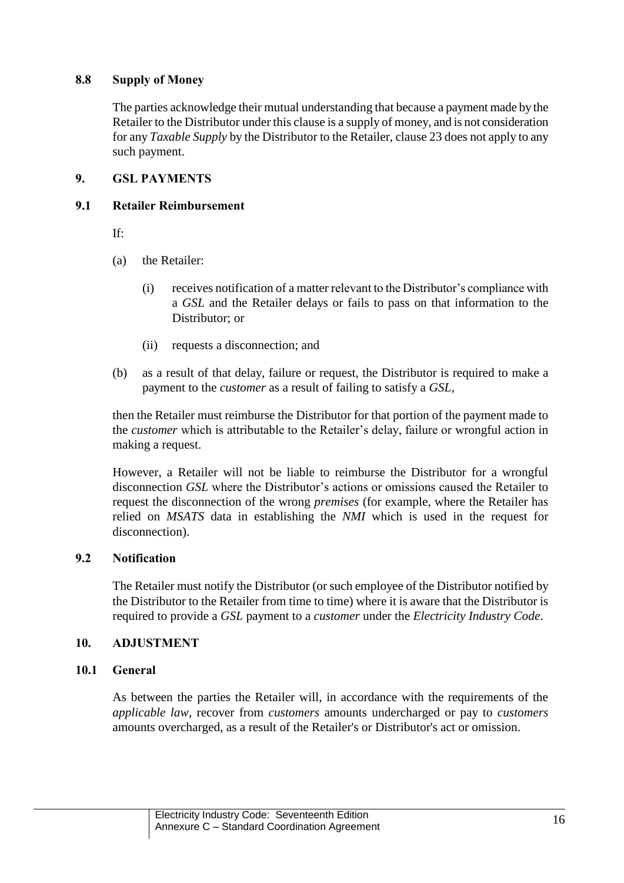### 8.8 Supply of Money

The parties acknowledge their mutual understanding that because a payment made by the Retailer to the Distributor under this clause is a supply of money, and is not consideration for any *Taxable Supply* by the Distributor to the Retailer, clause 23 does not apply to any such payment.

## 9. GSL PAYMENTS

### 9.1 Retailer Reimbursement

If:

(a) the Retailer:

(i) receives notification of a matter relevant to the Distributor's compliance with a *GSL* and the Retailer delays or fails to pass on that information to the Distributor; or

(ii) requests a disconnection; and

(b) as a result of that delay, failure or request, the Distributor is required to make a payment to the *customer* as a result of failing to satisfy a *GSL*,

then the Retailer must reimburse the Distributor for that portion of the payment made to the *customer* which is attributable to the Retailer's delay, failure or wrongful action in making a request.

However, a Retailer will not be liable to reimburse the Distributor for a wrongful disconnection *GSL* where the Distributor's actions or omissions caused the Retailer to request the disconnection of the wrong *premises* (for example, where the Retailer has relied on *MSATS* data in establishing the *NMI* which is used in the request for disconnection).

### 9.2 Notification

The Retailer must notify the Distributor (or such employee of the Distributor notified by the Distributor to the Retailer from time to time) where it is aware that the Distributor is required to provide a *GSL* payment to a *customer* under the *Electricity Industry Code*.

## 10. ADJUSTMENT

### 10.1 General

As between the parties the Retailer will, in accordance with the requirements of the *applicable law*, recover from *customers* amounts undercharged or pay to *customers* amounts overcharged, as a result of the Retailer's or Distributor's act or omission.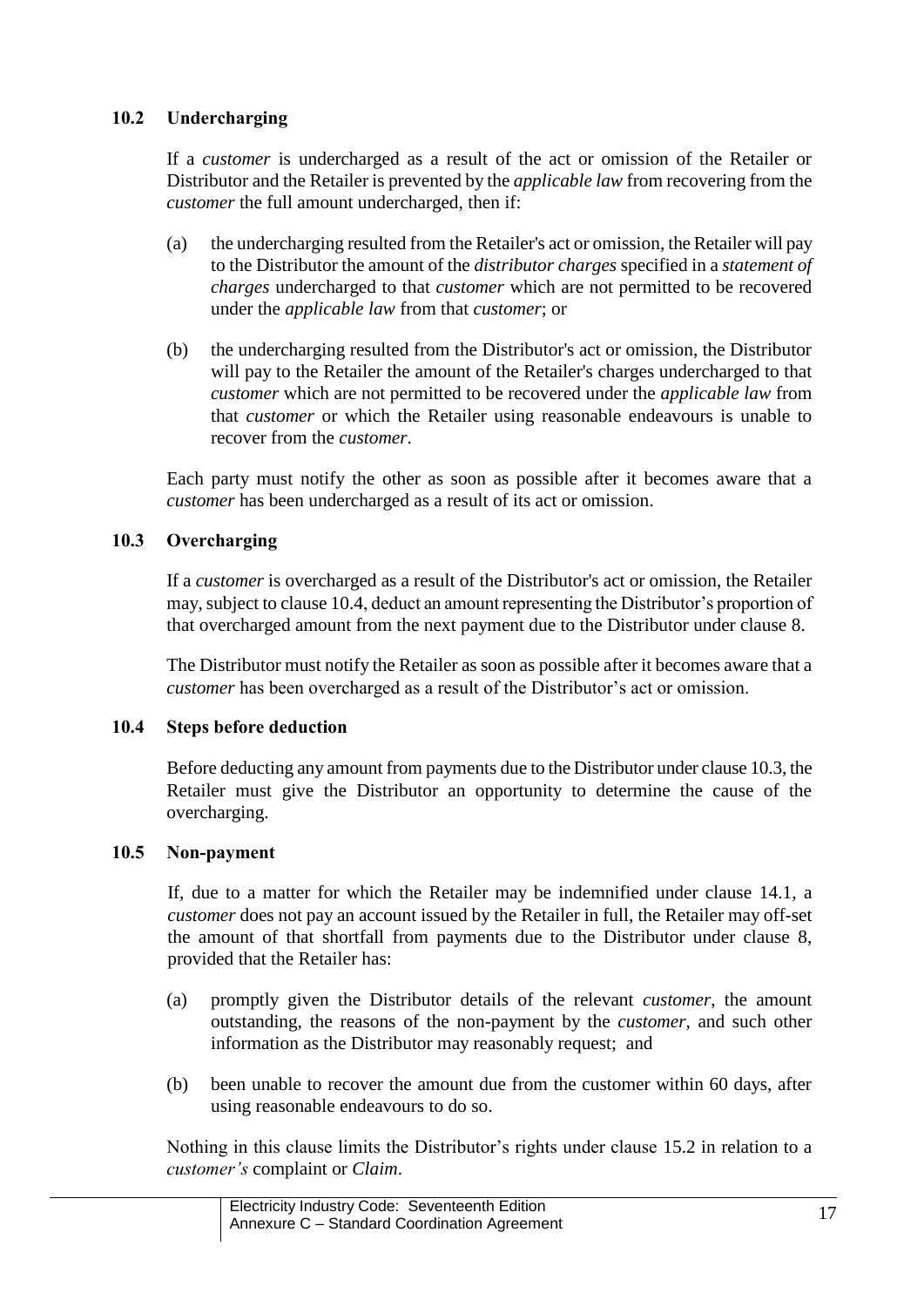### 10.2 Undercharging

If a *customer* is undercharged as a result of the act or omission of the Retailer or Distributor and the Retailer is prevented by the *applicable law* from recovering from the *customer* the full amount undercharged, then if:

(a) the undercharging resulted from the Retailer's act or omission, the Retailer will pay to the Distributor the amount of the *distributor charges* specified in a *statement of charges* undercharged to that *customer* which are not permitted to be recovered under the *applicable law* from that *customer*; or

(b) the undercharging resulted from the Distributor's act or omission, the Distributor will pay to the Retailer the amount of the Retailer's charges undercharged to that *customer* which are not permitted to be recovered under the *applicable law* from that *customer* or which the Retailer using reasonable endeavours is unable to recover from the *customer*.

Each party must notify the other as soon as possible after it becomes aware that a *customer* has been undercharged as a result of its act or omission.

### 10.3 Overcharging

If a *customer* is overcharged as a result of the Distributor's act or omission, the Retailer may, subject to clause 10.4, deduct an amount representing the Distributor's proportion of that overcharged amount from the next payment due to the Distributor under clause 8.

The Distributor must notify the Retailer as soon as possible after it becomes aware that a *customer* has been overcharged as a result of the Distributor's act or omission.

### 10.4 Steps before deduction

Before deducting any amount from payments due to the Distributor under clause 10.3, the Retailer must give the Distributor an opportunity to determine the cause of the overcharging.

### 10.5 Non-payment

If, due to a matter for which the Retailer may be indemnified under clause 14.1, a *customer* does not pay an account issued by the Retailer in full, the Retailer may off-set the amount of that shortfall from payments due to the Distributor under clause 8, provided that the Retailer has:

(a) promptly given the Distributor details of the relevant *customer*, the amount outstanding, the reasons of the non-payment by the *customer*, and such other information as the Distributor may reasonably request; and

(b) been unable to recover the amount due from the customer within 60 days, after using reasonable endeavours to do so.

Nothing in this clause limits the Distributor's rights under clause 15.2 in relation to a *customer's* complaint or *Claim*.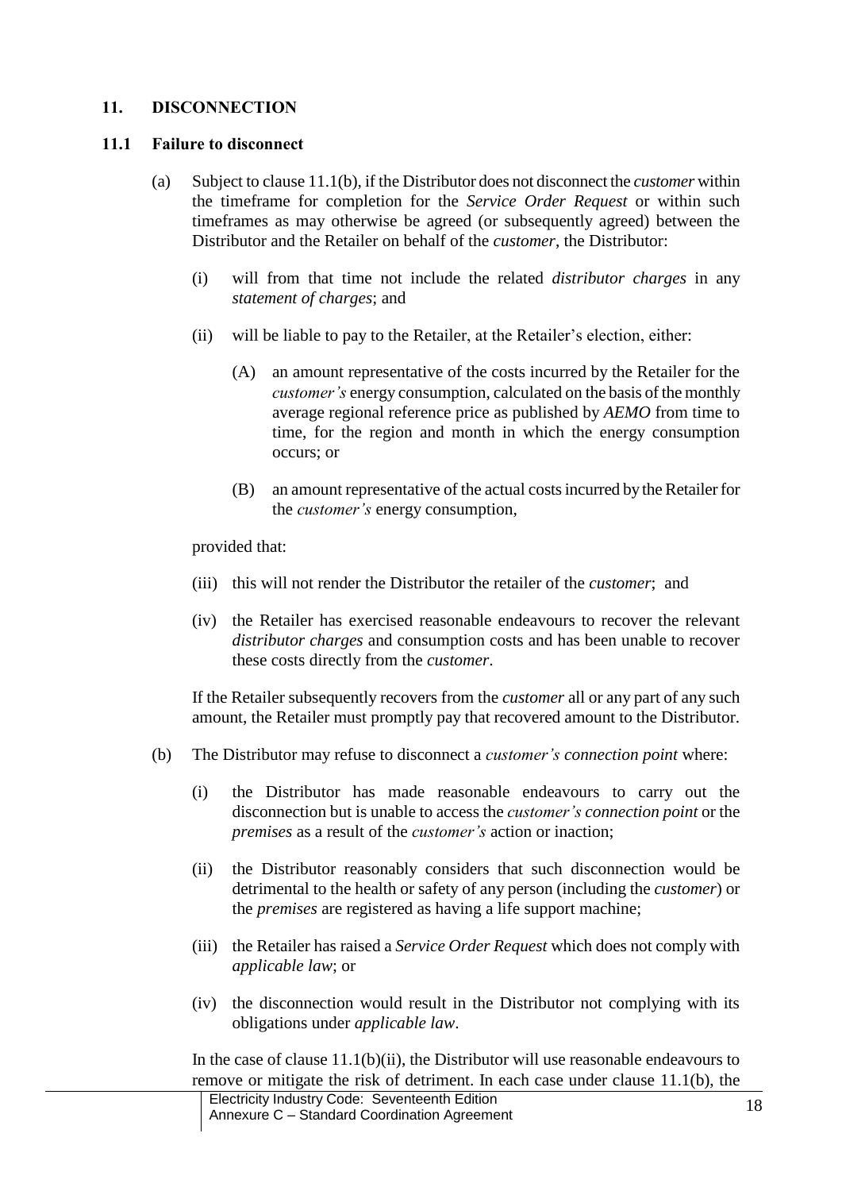## 11. DISCONNECTION

### 11.1 Failure to disconnect

(a) Subject to clause 11.1(b), if the Distributor does not disconnect the *customer* within the timeframe for completion for the *Service Order Request* or within such timeframes as may otherwise be agreed (or subsequently agreed) between the Distributor and the Retailer on behalf of the *customer*, the Distributor:

  (i) will from that time not include the related *distributor charges* in any *statement of charges*; and

  (ii) will be liable to pay to the Retailer, at the Retailer's election, either:

    (A) an amount representative of the costs incurred by the Retailer for the *customer's* energy consumption, calculated on the basis of the monthly average regional reference price as published by *AEMO* from time to time, for the region and month in which the energy consumption occurs; or

    (B) an amount representative of the actual costs incurred by the Retailer for the *customer's* energy consumption,

  provided that:

  (iii) this will not render the Distributor the retailer of the *customer*; and

  (iv) the Retailer has exercised reasonable endeavours to recover the relevant *distributor charges* and consumption costs and has been unable to recover these costs directly from the *customer*.

  If the Retailer subsequently recovers from the *customer* all or any part of any such amount, the Retailer must promptly pay that recovered amount to the Distributor.

(b) The Distributor may refuse to disconnect a *customer's connection point* where:

  (i) the Distributor has made reasonable endeavours to carry out the disconnection but is unable to access the *customer's connection point* or the *premises* as a result of the *customer's* action or inaction;

  (ii) the Distributor reasonably considers that such disconnection would be detrimental to the health or safety of any person (including the *customer*) or the *premises* are registered as having a life support machine;

  (iii) the Retailer has raised a *Service Order Request* which does not comply with *applicable law*; or

  (iv) the disconnection would result in the Distributor not complying with its obligations under *applicable law*.

  In the case of clause 11.1(b)(ii), the Distributor will use reasonable endeavours to remove or mitigate the risk of detriment. In each case under clause 11.1(b), the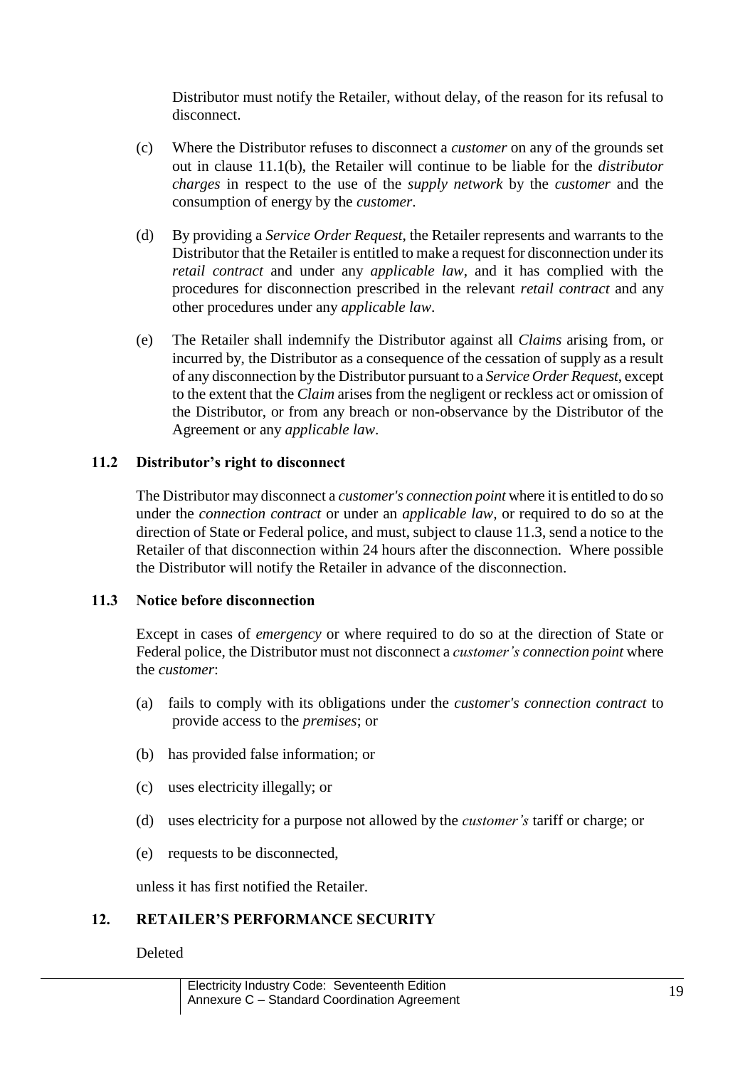Distributor must notify the Retailer, without delay, of the reason for its refusal to disconnect.

(c) Where the Distributor refuses to disconnect a *customer* on any of the grounds set out in clause 11.1(b), the Retailer will continue to be liable for the *distributor charges* in respect to the use of the *supply network* by the *customer* and the consumption of energy by the *customer*.

(d) By providing a *Service Order Request*, the Retailer represents and warrants to the Distributor that the Retailer is entitled to make a request for disconnection under its *retail contract* and under any *applicable law*, and it has complied with the procedures for disconnection prescribed in the relevant *retail contract* and any other procedures under any *applicable law*.

(e) The Retailer shall indemnify the Distributor against all *Claims* arising from, or incurred by, the Distributor as a consequence of the cessation of supply as a result of any disconnection by the Distributor pursuant to a *Service Order Request*, except to the extent that the *Claim* arises from the negligent or reckless act or omission of the Distributor, or from any breach or non-observance by the Distributor of the Agreement or any *applicable law*.

### 11.2 Distributor's right to disconnect

The Distributor may disconnect a *customer's connection point* where it is entitled to do so under the *connection contract* or under an *applicable law,* or required to do so at the direction of State or Federal police, and must, subject to clause 11.3, send a notice to the Retailer of that disconnection within 24 hours after the disconnection. Where possible the Distributor will notify the Retailer in advance of the disconnection.

### 11.3 Notice before disconnection

Except in cases of *emergency* or where required to do so at the direction of State or Federal police, the Distributor must not disconnect a *customer's connection point* where the *customer*:

(a) fails to comply with its obligations under the *customer's connection contract* to provide access to the *premises*; or

(b) has provided false information; or

(c) uses electricity illegally; or

(d) uses electricity for a purpose not allowed by the *customer's* tariff or charge; or

(e) requests to be disconnected,

unless it has first notified the Retailer.

## 12. RETAILER'S PERFORMANCE SECURITY

Deleted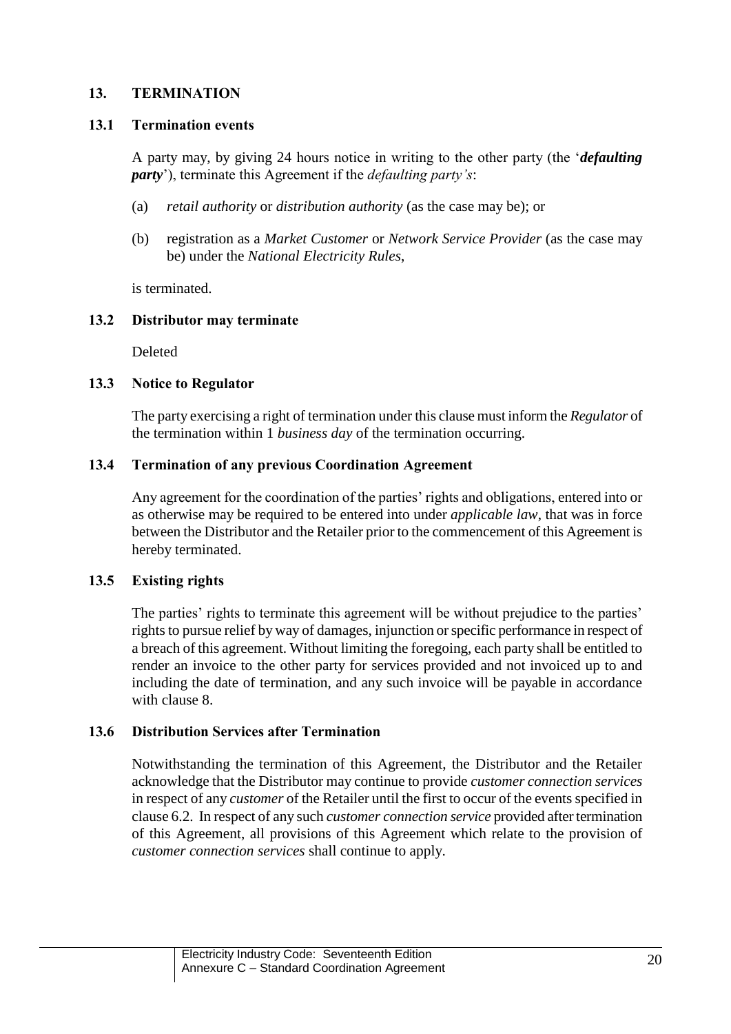## 13. TERMINATION

### 13.1 Termination events

A party may, by giving 24 hours notice in writing to the other party (the '***defaulting party***'), terminate this Agreement if the *defaulting party's*:

(a) *retail authority* or *distribution authority* (as the case may be); or

(b) registration as a *Market Customer* or *Network Service Provider* (as the case may be) under the *National Electricity Rules*,

is terminated.

### 13.2 Distributor may terminate

Deleted

### 13.3 Notice to Regulator

The party exercising a right of termination under this clause must inform the *Regulator* of the termination within 1 *business day* of the termination occurring.

### 13.4 Termination of any previous Coordination Agreement

Any agreement for the coordination of the parties' rights and obligations, entered into or as otherwise may be required to be entered into under *applicable law*, that was in force between the Distributor and the Retailer prior to the commencement of this Agreement is hereby terminated.

### 13.5 Existing rights

The parties' rights to terminate this agreement will be without prejudice to the parties' rights to pursue relief by way of damages, injunction or specific performance in respect of a breach of this agreement. Without limiting the foregoing, each party shall be entitled to render an invoice to the other party for services provided and not invoiced up to and including the date of termination, and any such invoice will be payable in accordance with clause 8.

### 13.6 Distribution Services after Termination

Notwithstanding the termination of this Agreement, the Distributor and the Retailer acknowledge that the Distributor may continue to provide *customer connection services* in respect of any *customer* of the Retailer until the first to occur of the events specified in clause 6.2. In respect of any such *customer connection service* provided after termination of this Agreement, all provisions of this Agreement which relate to the provision of *customer connection services* shall continue to apply.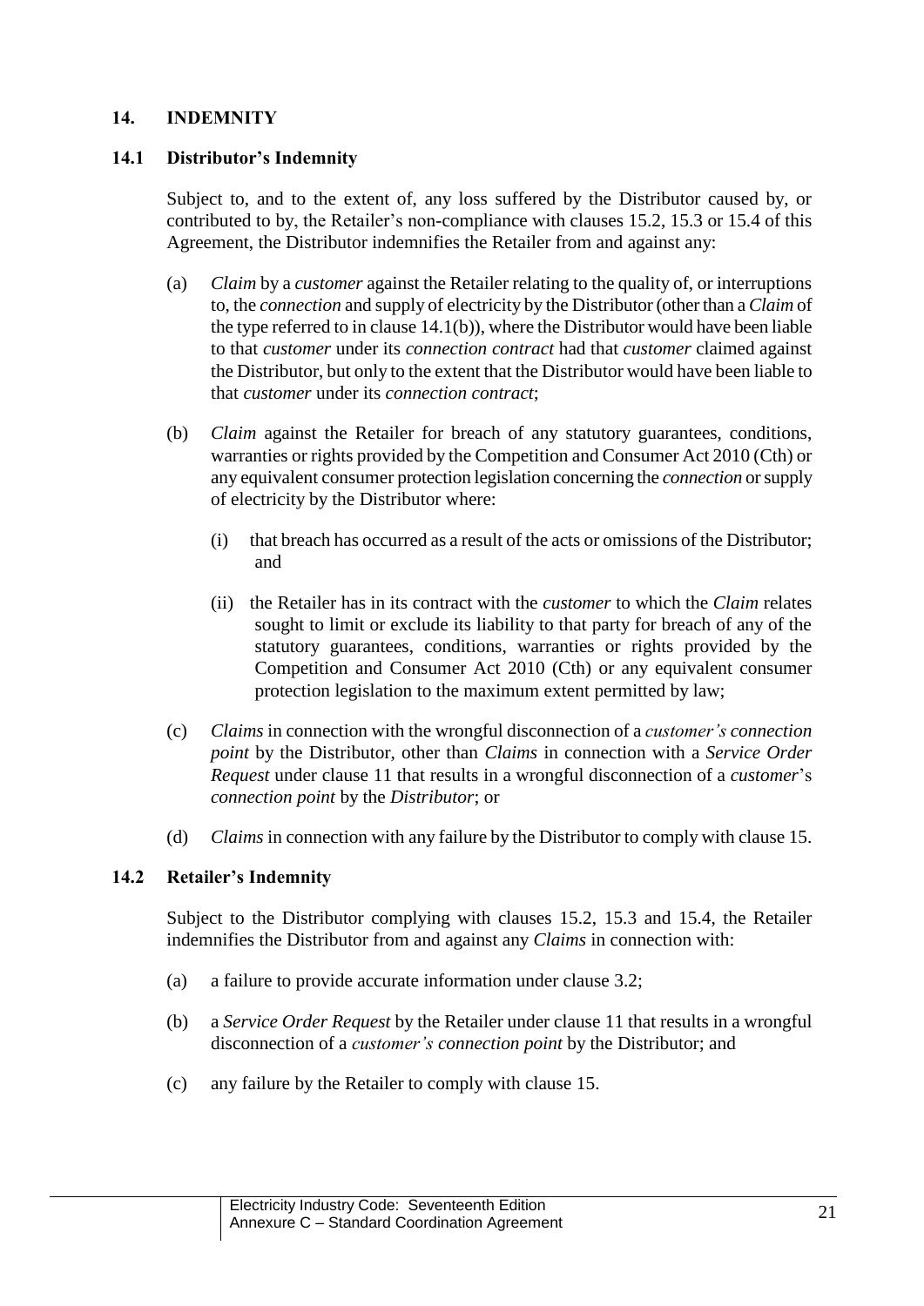## 14. INDEMNITY

### 14.1 Distributor's Indemnity

Subject to, and to the extent of, any loss suffered by the Distributor caused by, or contributed to by, the Retailer's non-compliance with clauses 15.2, 15.3 or 15.4 of this Agreement, the Distributor indemnifies the Retailer from and against any:

(a) *Claim* by a *customer* against the Retailer relating to the quality of, or interruptions to, the *connection* and supply of electricity by the Distributor (other than a *Claim* of the type referred to in clause 14.1(b)), where the Distributor would have been liable to that *customer* under its *connection contract* had that *customer* claimed against the Distributor, but only to the extent that the Distributor would have been liable to that *customer* under its *connection contract*;

(b) *Claim* against the Retailer for breach of any statutory guarantees, conditions, warranties or rights provided by the Competition and Consumer Act 2010 (Cth) or any equivalent consumer protection legislation concerning the *connection* or supply of electricity by the Distributor where:

   (i) that breach has occurred as a result of the acts or omissions of the Distributor; and

   (ii) the Retailer has in its contract with the *customer* to which the *Claim* relates sought to limit or exclude its liability to that party for breach of any of the statutory guarantees, conditions, warranties or rights provided by the Competition and Consumer Act 2010 (Cth) or any equivalent consumer protection legislation to the maximum extent permitted by law;

(c) *Claims* in connection with the wrongful disconnection of a *customer's connection point* by the Distributor, other than *Claims* in connection with a *Service Order Request* under clause 11 that results in a wrongful disconnection of a *customer*'s *connection point* by the *Distributor*; or

(d) *Claims* in connection with any failure by the Distributor to comply with clause 15.

### 14.2 Retailer's Indemnity

Subject to the Distributor complying with clauses 15.2, 15.3 and 15.4, the Retailer indemnifies the Distributor from and against any *Claims* in connection with:

(a) a failure to provide accurate information under clause 3.2;

(b) a *Service Order Request* by the Retailer under clause 11 that results in a wrongful disconnection of a *customer's connection point* by the Distributor; and

(c) any failure by the Retailer to comply with clause 15.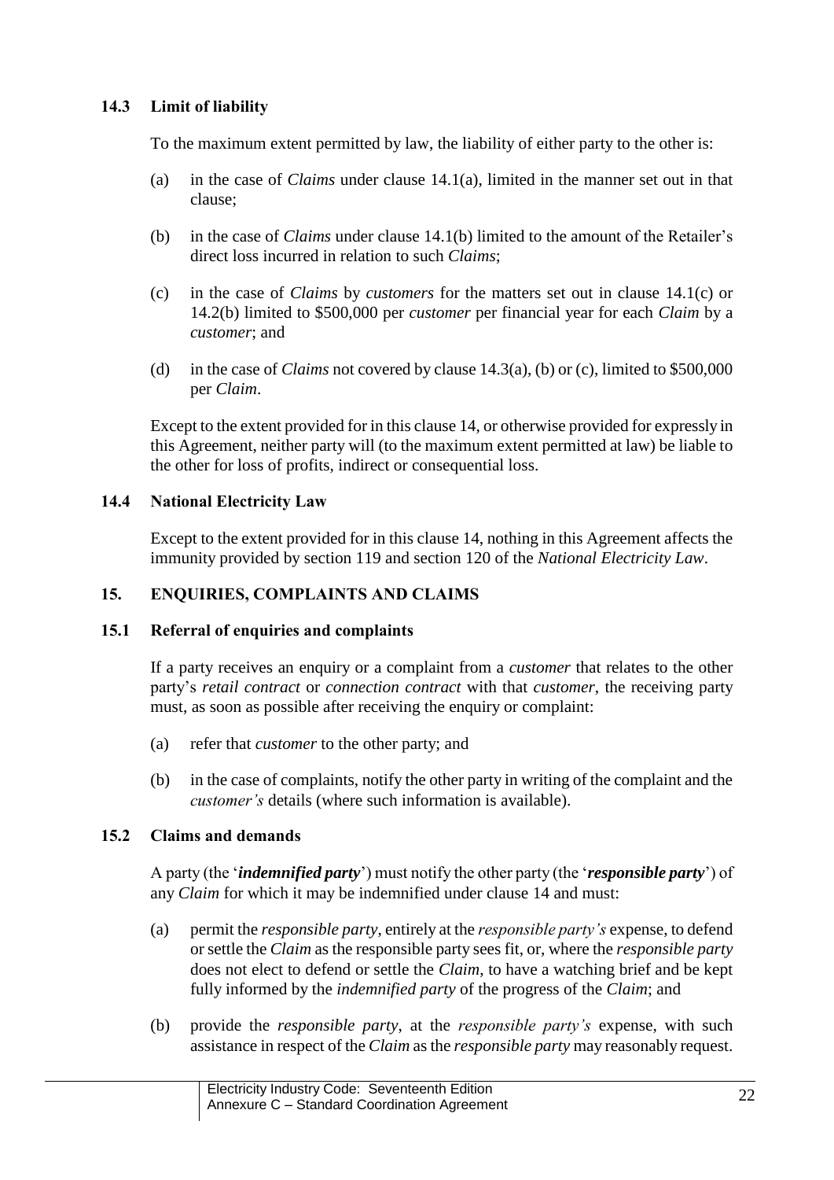### 14.3 Limit of liability

To the maximum extent permitted by law, the liability of either party to the other is:

(a) in the case of *Claims* under clause 14.1(a), limited in the manner set out in that clause;

(b) in the case of *Claims* under clause 14.1(b) limited to the amount of the Retailer's direct loss incurred in relation to such *Claims*;

(c) in the case of *Claims* by *customers* for the matters set out in clause 14.1(c) or 14.2(b) limited to \$500,000 per *customer* per financial year for each *Claim* by a *customer*; and

(d) in the case of *Claims* not covered by clause 14.3(a), (b) or (c), limited to \$500,000 per *Claim*.

Except to the extent provided for in this clause 14, or otherwise provided for expressly in this Agreement, neither party will (to the maximum extent permitted at law) be liable to the other for loss of profits, indirect or consequential loss.

### 14.4 National Electricity Law

Except to the extent provided for in this clause 14, nothing in this Agreement affects the immunity provided by section 119 and section 120 of the *National Electricity Law*.

## 15. ENQUIRIES, COMPLAINTS AND CLAIMS

### 15.1 Referral of enquiries and complaints

If a party receives an enquiry or a complaint from a *customer* that relates to the other party's *retail contract* or *connection contract* with that *customer*, the receiving party must, as soon as possible after receiving the enquiry or complaint:

(a) refer that *customer* to the other party; and

(b) in the case of complaints, notify the other party in writing of the complaint and the *customer's* details (where such information is available).

### 15.2 Claims and demands

A party (the '***indemnified party***') must notify the other party (the '***responsible party***') of any *Claim* for which it may be indemnified under clause 14 and must:

(a) permit the *responsible party*, entirely at the *responsible party's* expense, to defend or settle the *Claim* as the responsible party sees fit, or, where the *responsible party* does not elect to defend or settle the *Claim*, to have a watching brief and be kept fully informed by the *indemnified party* of the progress of the *Claim*; and

(b) provide the *responsible party*, at the *responsible party's* expense, with such assistance in respect of the *Claim* as the *responsible party* may reasonably request.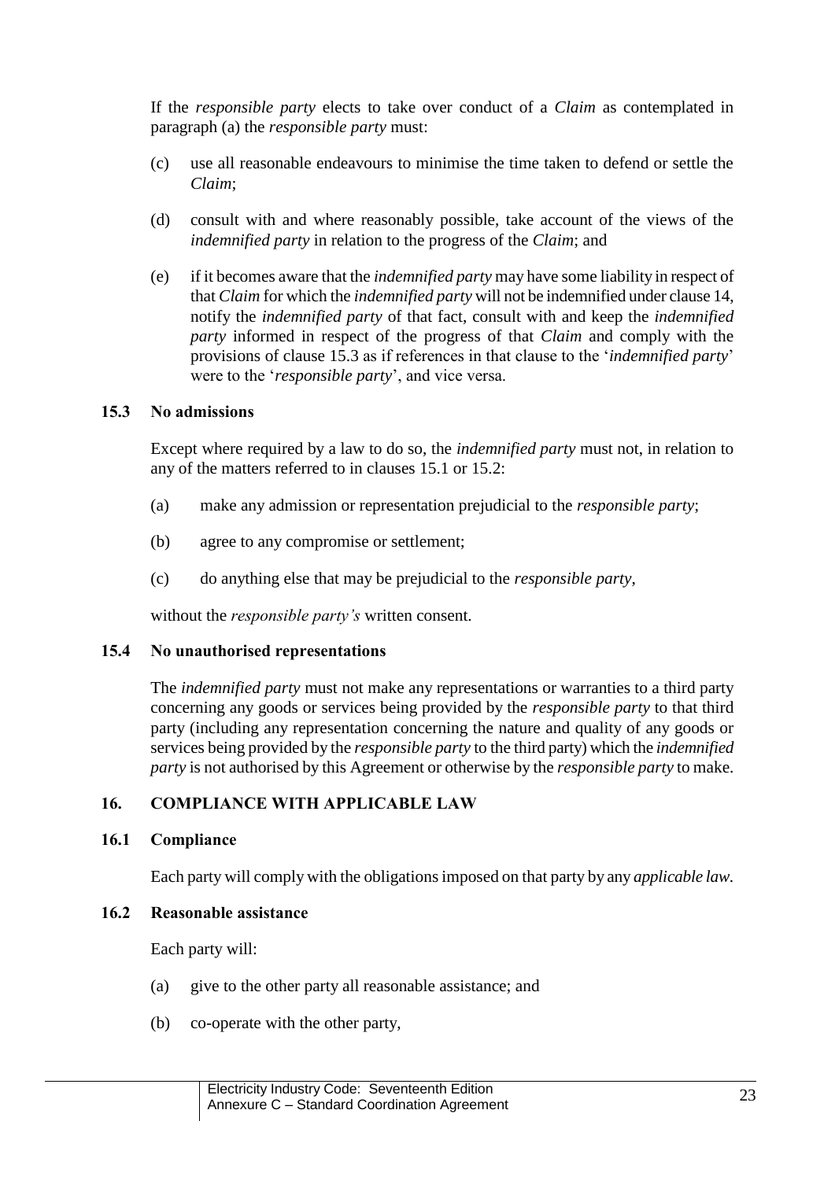If the *responsible party* elects to take over conduct of a *Claim* as contemplated in paragraph (a) the *responsible party* must:

(c) use all reasonable endeavours to minimise the time taken to defend or settle the *Claim*;

(d) consult with and where reasonably possible, take account of the views of the *indemnified party* in relation to the progress of the *Claim*; and

(e) if it becomes aware that the *indemnified party* may have some liability in respect of that *Claim* for which the *indemnified party* will not be indemnified under clause 14, notify the *indemnified party* of that fact, consult with and keep the *indemnified party* informed in respect of the progress of that *Claim* and comply with the provisions of clause 15.3 as if references in that clause to the '*indemnified party*' were to the '*responsible party*', and vice versa.

### 15.3 No admissions

Except where required by a law to do so, the *indemnified party* must not, in relation to any of the matters referred to in clauses 15.1 or 15.2:

(a) make any admission or representation prejudicial to the *responsible party*;

(b) agree to any compromise or settlement;

(c) do anything else that may be prejudicial to the *responsible party*,

without the *responsible party's* written consent.

### 15.4 No unauthorised representations

The *indemnified party* must not make any representations or warranties to a third party concerning any goods or services being provided by the *responsible party* to that third party (including any representation concerning the nature and quality of any goods or services being provided by the *responsible party* to the third party) which the *indemnified party* is not authorised by this Agreement or otherwise by the *responsible party* to make.

## 16. COMPLIANCE WITH APPLICABLE LAW

### 16.1 Compliance

Each party will comply with the obligations imposed on that party by any *applicable law*.

### 16.2 Reasonable assistance

Each party will:

(a) give to the other party all reasonable assistance; and

(b) co-operate with the other party,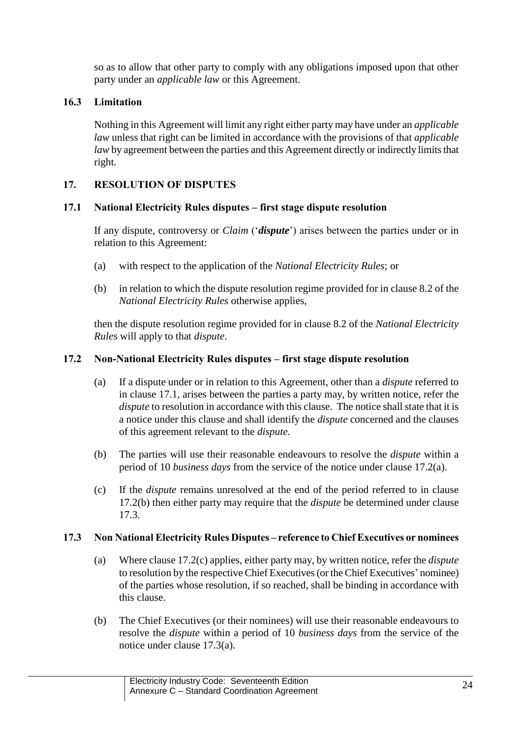so as to allow that other party to comply with any obligations imposed upon that other party under an *applicable law* or this Agreement.

### 16.3 Limitation

Nothing in this Agreement will limit any right either party may have under an *applicable law* unless that right can be limited in accordance with the provisions of that *applicable law* by agreement between the parties and this Agreement directly or indirectly limits that right.

## 17. RESOLUTION OF DISPUTES

### 17.1 National Electricity Rules disputes – first stage dispute resolution

If any dispute, controversy or *Claim* ('***dispute***') arises between the parties under or in relation to this Agreement:

(a) with respect to the application of the *National Electricity Rules*; or

(b) in relation to which the dispute resolution regime provided for in clause 8.2 of the *National Electricity Rules* otherwise applies,

then the dispute resolution regime provided for in clause 8.2 of the *National Electricity Rules* will apply to that *dispute*.

### 17.2 Non-National Electricity Rules disputes – first stage dispute resolution

(a) If a dispute under or in relation to this Agreement, other than a *dispute* referred to in clause 17.1, arises between the parties a party may, by written notice, refer the *dispute* to resolution in accordance with this clause. The notice shall state that it is a notice under this clause and shall identify the *dispute* concerned and the clauses of this agreement relevant to the *dispute*.

(b) The parties will use their reasonable endeavours to resolve the *dispute* within a period of 10 *business days* from the service of the notice under clause 17.2(a).

(c) If the *dispute* remains unresolved at the end of the period referred to in clause 17.2(b) then either party may require that the *dispute* be determined under clause 17.3.

### 17.3 Non National Electricity Rules Disputes – reference to Chief Executives or nominees

(a) Where clause 17.2(c) applies, either party may, by written notice, refer the *dispute* to resolution by the respective Chief Executives (or the Chief Executives' nominee) of the parties whose resolution, if so reached, shall be binding in accordance with this clause.

(b) The Chief Executives (or their nominees) will use their reasonable endeavours to resolve the *dispute* within a period of 10 *business days* from the service of the notice under clause 17.3(a).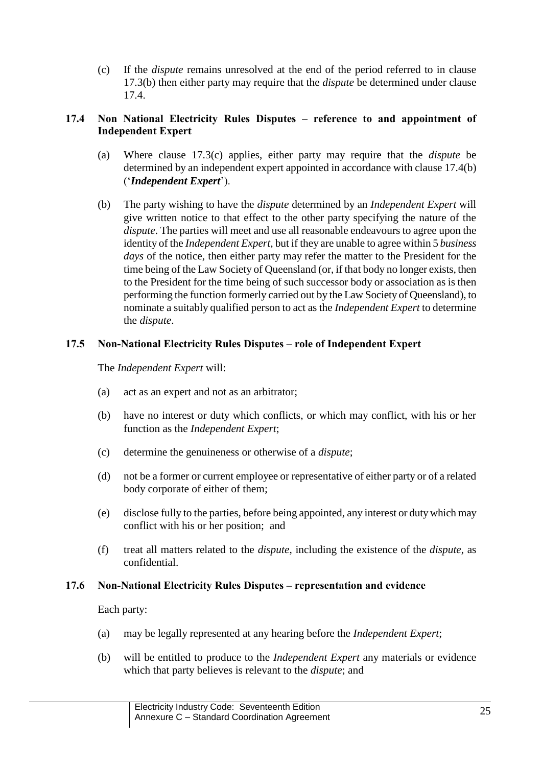(c) If the *dispute* remains unresolved at the end of the period referred to in clause 17.3(b) then either party may require that the *dispute* be determined under clause 17.4.

### 17.4 Non National Electricity Rules Disputes – reference to and appointment of Independent Expert

(a) Where clause 17.3(c) applies, either party may require that the *dispute* be determined by an independent expert appointed in accordance with clause 17.4(b) ('***Independent Expert***').

(b) The party wishing to have the *dispute* determined by an *Independent Expert* will give written notice to that effect to the other party specifying the nature of the *dispute*. The parties will meet and use all reasonable endeavours to agree upon the identity of the *Independent Expert*, but if they are unable to agree within 5 *business days* of the notice, then either party may refer the matter to the President for the time being of the Law Society of Queensland (or, if that body no longer exists, then to the President for the time being of such successor body or association as is then performing the function formerly carried out by the Law Society of Queensland), to nominate a suitably qualified person to act as the *Independent Expert* to determine the *dispute*.

### 17.5 Non-National Electricity Rules Disputes – role of Independent Expert

The *Independent Expert* will:

(a) act as an expert and not as an arbitrator;

(b) have no interest or duty which conflicts, or which may conflict, with his or her function as the *Independent Expert*;

(c) determine the genuineness or otherwise of a *dispute*;

(d) not be a former or current employee or representative of either party or of a related body corporate of either of them;

(e) disclose fully to the parties, before being appointed, any interest or duty which may conflict with his or her position; and

(f) treat all matters related to the *dispute*, including the existence of the *dispute*, as confidential.

### 17.6 Non-National Electricity Rules Disputes – representation and evidence

Each party:

(a) may be legally represented at any hearing before the *Independent Expert*;

(b) will be entitled to produce to the *Independent Expert* any materials or evidence which that party believes is relevant to the *dispute*; and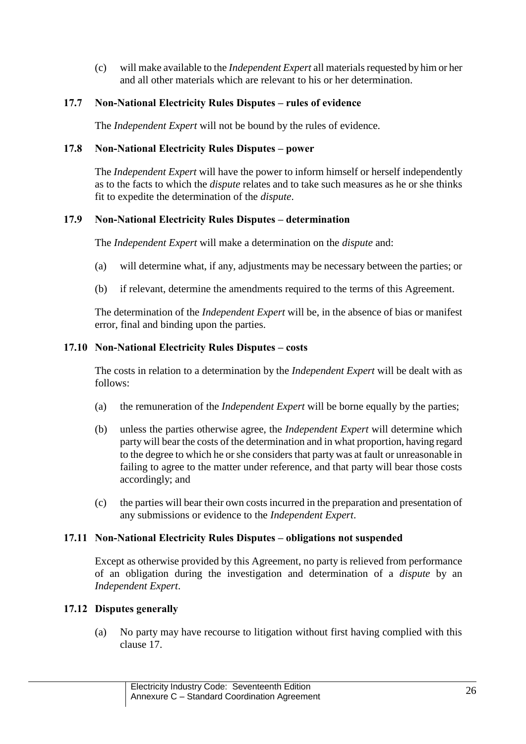(c) will make available to the *Independent Expert* all materials requested by him or her and all other materials which are relevant to his or her determination.

### 17.7 Non-National Electricity Rules Disputes – rules of evidence

The *Independent Expert* will not be bound by the rules of evidence.

### 17.8 Non-National Electricity Rules Disputes – power

The *Independent Expert* will have the power to inform himself or herself independently as to the facts to which the *dispute* relates and to take such measures as he or she thinks fit to expedite the determination of the *dispute*.

### 17.9 Non-National Electricity Rules Disputes – determination

The *Independent Expert* will make a determination on the *dispute* and:

(a) will determine what, if any, adjustments may be necessary between the parties; or

(b) if relevant, determine the amendments required to the terms of this Agreement.

The determination of the *Independent Expert* will be, in the absence of bias or manifest error, final and binding upon the parties.

### 17.10 Non-National Electricity Rules Disputes – costs

The costs in relation to a determination by the *Independent Expert* will be dealt with as follows:

(a) the remuneration of the *Independent Expert* will be borne equally by the parties;

(b) unless the parties otherwise agree, the *Independent Expert* will determine which party will bear the costs of the determination and in what proportion, having regard to the degree to which he or she considers that party was at fault or unreasonable in failing to agree to the matter under reference, and that party will bear those costs accordingly; and

(c) the parties will bear their own costs incurred in the preparation and presentation of any submissions or evidence to the *Independent Expert*.

### 17.11 Non-National Electricity Rules Disputes – obligations not suspended

Except as otherwise provided by this Agreement, no party is relieved from performance of an obligation during the investigation and determination of a *dispute* by an *Independent Expert*.

### 17.12 Disputes generally

(a) No party may have recourse to litigation without first having complied with this clause 17.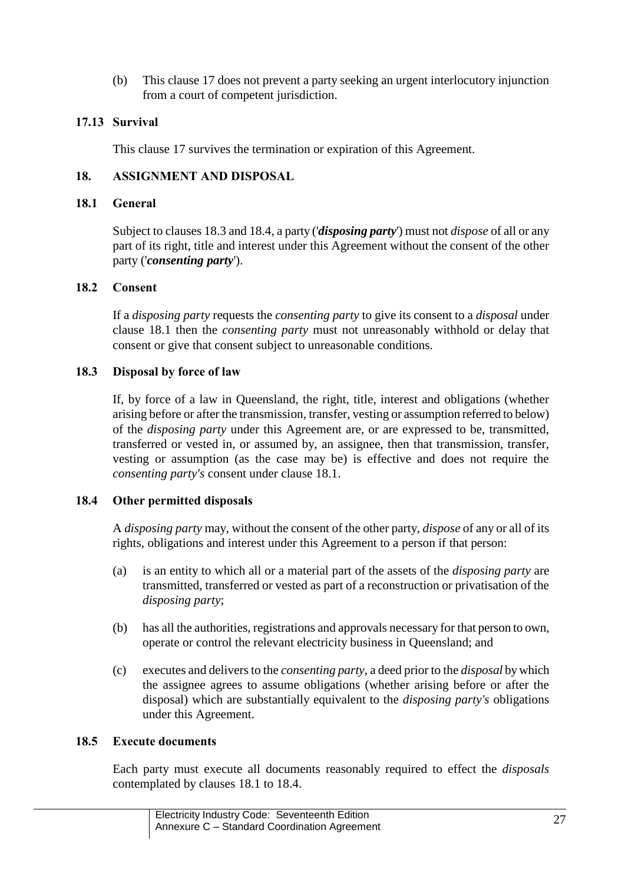(b) This clause 17 does not prevent a party seeking an urgent interlocutory injunction from a court of competent jurisdiction.

### 17.13 Survival

This clause 17 survives the termination or expiration of this Agreement.

## 18. ASSIGNMENT AND DISPOSAL

### 18.1 General

Subject to clauses 18.3 and 18.4, a party ('***disposing party***') must not *dispose* of all or any part of its right, title and interest under this Agreement without the consent of the other party ('***consenting party***').

### 18.2 Consent

If a *disposing party* requests the *consenting party* to give its consent to a *disposal* under clause 18.1 then the *consenting party* must not unreasonably withhold or delay that consent or give that consent subject to unreasonable conditions.

### 18.3 Disposal by force of law

If, by force of a law in Queensland, the right, title, interest and obligations (whether arising before or after the transmission, transfer, vesting or assumption referred to below) of the *disposing party* under this Agreement are, or are expressed to be, transmitted, transferred or vested in, or assumed by, an assignee, then that transmission, transfer, vesting or assumption (as the case may be) is effective and does not require the *consenting party's* consent under clause 18.1.

### 18.4 Other permitted disposals

A *disposing party* may, without the consent of the other party, *dispose* of any or all of its rights, obligations and interest under this Agreement to a person if that person:

(a) is an entity to which all or a material part of the assets of the *disposing party* are transmitted, transferred or vested as part of a reconstruction or privatisation of the *disposing party*;

(b) has all the authorities, registrations and approvals necessary for that person to own, operate or control the relevant electricity business in Queensland; and

(c) executes and delivers to the *consenting party*, a deed prior to the *disposal* by which the assignee agrees to assume obligations (whether arising before or after the disposal) which are substantially equivalent to the *disposing party's* obligations under this Agreement.

### 18.5 Execute documents

Each party must execute all documents reasonably required to effect the *disposals* contemplated by clauses 18.1 to 18.4.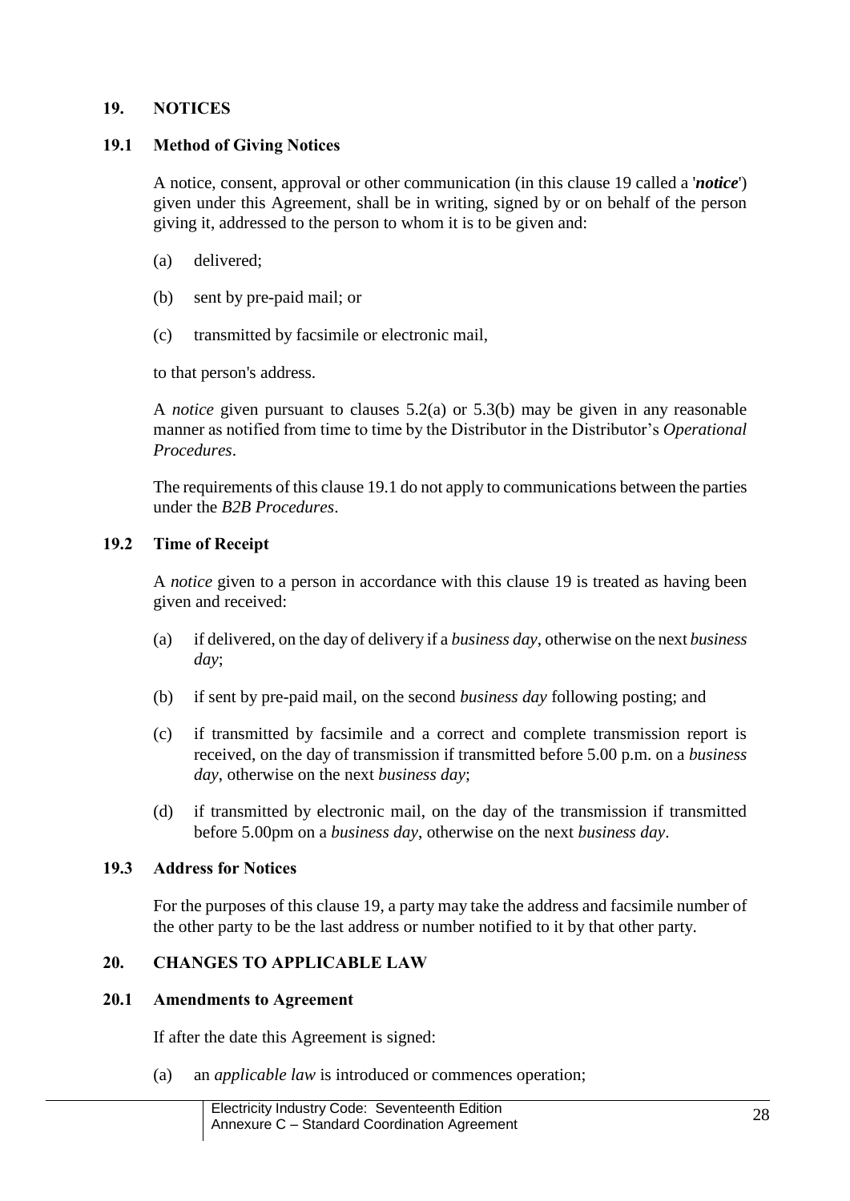## 19. NOTICES

### 19.1 Method of Giving Notices

A notice, consent, approval or other communication (in this clause 19 called a '***notice***') given under this Agreement, shall be in writing, signed by or on behalf of the person giving it, addressed to the person to whom it is to be given and:

(a) delivered;

(b) sent by pre-paid mail; or

(c) transmitted by facsimile or electronic mail,

to that person's address.

A *notice* given pursuant to clauses 5.2(a) or 5.3(b) may be given in any reasonable manner as notified from time to time by the Distributor in the Distributor's *Operational Procedures*.

The requirements of this clause 19.1 do not apply to communications between the parties under the *B2B Procedures*.

### 19.2 Time of Receipt

A *notice* given to a person in accordance with this clause 19 is treated as having been given and received:

(a) if delivered, on the day of delivery if a *business day*, otherwise on the next *business day*;

(b) if sent by pre-paid mail, on the second *business day* following posting; and

(c) if transmitted by facsimile and a correct and complete transmission report is received, on the day of transmission if transmitted before 5.00 p.m. on a *business day*, otherwise on the next *business day*;

(d) if transmitted by electronic mail, on the day of the transmission if transmitted before 5.00pm on a *business day*, otherwise on the next *business day*.

### 19.3 Address for Notices

For the purposes of this clause 19, a party may take the address and facsimile number of the other party to be the last address or number notified to it by that other party.

## 20. CHANGES TO APPLICABLE LAW

### 20.1 Amendments to Agreement

If after the date this Agreement is signed:

(a) an *applicable law* is introduced or commences operation;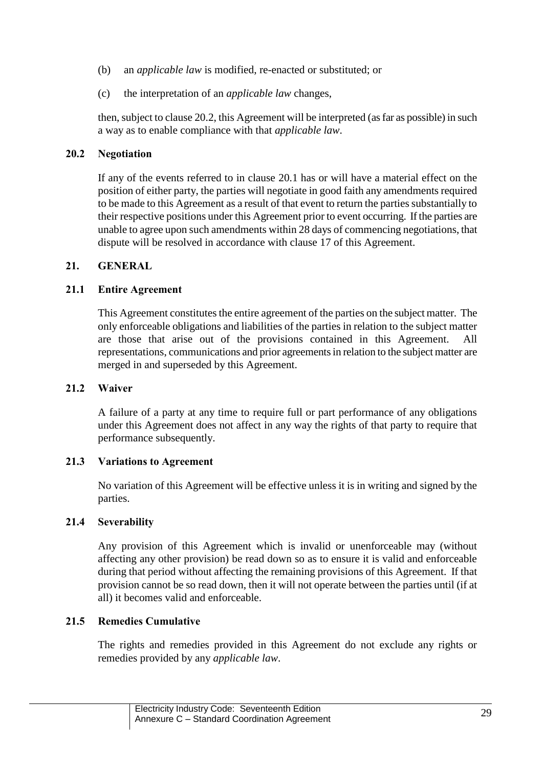(b) an *applicable law* is modified, re-enacted or substituted; or

(c) the interpretation of an *applicable law* changes,

then, subject to clause 20.2, this Agreement will be interpreted (as far as possible) in such a way as to enable compliance with that *applicable law*.

### 20.2 Negotiation

If any of the events referred to in clause 20.1 has or will have a material effect on the position of either party, the parties will negotiate in good faith any amendments required to be made to this Agreement as a result of that event to return the parties substantially to their respective positions under this Agreement prior to event occurring. If the parties are unable to agree upon such amendments within 28 days of commencing negotiations, that dispute will be resolved in accordance with clause 17 of this Agreement.

## 21. GENERAL

### 21.1 Entire Agreement

This Agreement constitutes the entire agreement of the parties on the subject matter. The only enforceable obligations and liabilities of the parties in relation to the subject matter are those that arise out of the provisions contained in this Agreement. All representations, communications and prior agreements in relation to the subject matter are merged in and superseded by this Agreement.

### 21.2 Waiver

A failure of a party at any time to require full or part performance of any obligations under this Agreement does not affect in any way the rights of that party to require that performance subsequently.

### 21.3 Variations to Agreement

No variation of this Agreement will be effective unless it is in writing and signed by the parties.

### 21.4 Severability

Any provision of this Agreement which is invalid or unenforceable may (without affecting any other provision) be read down so as to ensure it is valid and enforceable during that period without affecting the remaining provisions of this Agreement. If that provision cannot be so read down, then it will not operate between the parties until (if at all) it becomes valid and enforceable.

### 21.5 Remedies Cumulative

The rights and remedies provided in this Agreement do not exclude any rights or remedies provided by any *applicable law*.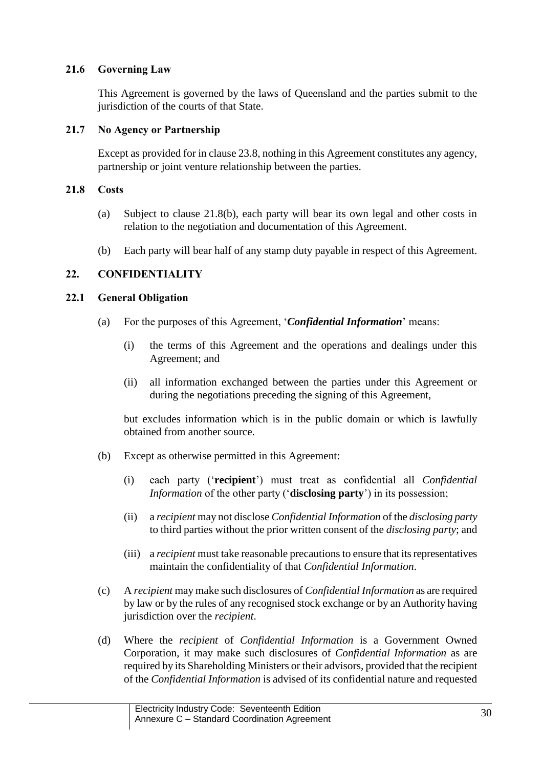### 21.6 Governing Law

This Agreement is governed by the laws of Queensland and the parties submit to the jurisdiction of the courts of that State.

### 21.7 No Agency or Partnership

Except as provided for in clause 23.8, nothing in this Agreement constitutes any agency, partnership or joint venture relationship between the parties.

### 21.8 Costs

(a) Subject to clause 21.8(b), each party will bear its own legal and other costs in relation to the negotiation and documentation of this Agreement.

(b) Each party will bear half of any stamp duty payable in respect of this Agreement.

## 22. CONFIDENTIALITY

### 22.1 General Obligation

(a) For the purposes of this Agreement, '***Confidential Information***' means:

(i) the terms of this Agreement and the operations and dealings under this Agreement; and

(ii) all information exchanged between the parties under this Agreement or during the negotiations preceding the signing of this Agreement,

but excludes information which is in the public domain or which is lawfully obtained from another source.

(b) Except as otherwise permitted in this Agreement:

(i) each party ('**recipient**') must treat as confidential all *Confidential Information* of the other party ('**disclosing party**') in its possession;

(ii) a *recipient* may not disclose *Confidential Information* of the *disclosing party* to third parties without the prior written consent of the *disclosing party*; and

(iii) a *recipient* must take reasonable precautions to ensure that its representatives maintain the confidentiality of that *Confidential Information*.

(c) A *recipient* may make such disclosures of *Confidential Information* as are required by law or by the rules of any recognised stock exchange or by an Authority having jurisdiction over the *recipient*.

(d) Where the *recipient* of *Confidential Information* is a Government Owned Corporation, it may make such disclosures of *Confidential Information* as are required by its Shareholding Ministers or their advisors, provided that the recipient of the *Confidential Information* is advised of its confidential nature and requested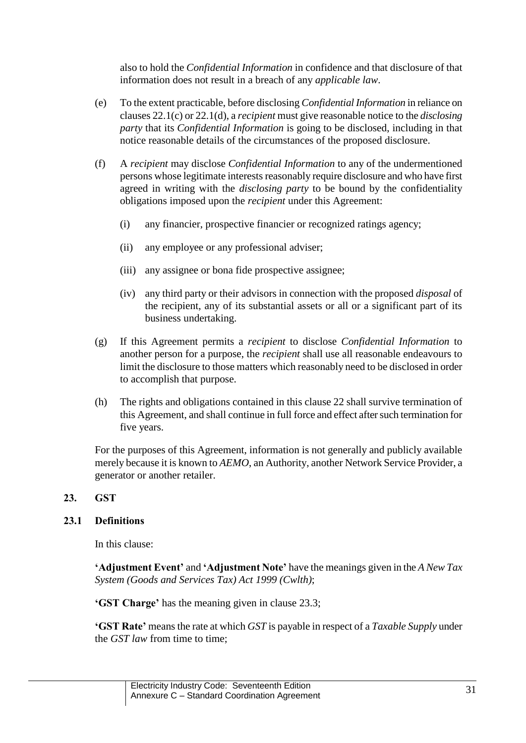also to hold the *Confidential Information* in confidence and that disclosure of that information does not result in a breach of any *applicable law*.

(e) To the extent practicable, before disclosing *Confidential Information* in reliance on clauses 22.1(c) or 22.1(d), a *recipient* must give reasonable notice to the *disclosing party* that its *Confidential Information* is going to be disclosed, including in that notice reasonable details of the circumstances of the proposed disclosure.

(f) A *recipient* may disclose *Confidential Information* to any of the undermentioned persons whose legitimate interests reasonably require disclosure and who have first agreed in writing with the *disclosing party* to be bound by the confidentiality obligations imposed upon the *recipient* under this Agreement:

(i) any financier, prospective financier or recognized ratings agency;

(ii) any employee or any professional adviser;

(iii) any assignee or bona fide prospective assignee;

(iv) any third party or their advisors in connection with the proposed *disposal* of the recipient, any of its substantial assets or all or a significant part of its business undertaking.

(g) If this Agreement permits a *recipient* to disclose *Confidential Information* to another person for a purpose, the *recipient* shall use all reasonable endeavours to limit the disclosure to those matters which reasonably need to be disclosed in order to accomplish that purpose.

(h) The rights and obligations contained in this clause 22 shall survive termination of this Agreement, and shall continue in full force and effect after such termination for five years.

For the purposes of this Agreement, information is not generally and publicly available merely because it is known to *AEMO*, an Authority, another Network Service Provider, a generator or another retailer.

## 23. GST

### 23.1 Definitions

In this clause:

**'Adjustment Event'** and **'Adjustment Note'** have the meanings given in the *A New Tax System (Goods and Services Tax) Act 1999 (Cwlth)*;

**'GST Charge'** has the meaning given in clause 23.3;

**'GST Rate'** means the rate at which *GST* is payable in respect of a *Taxable Supply* under the *GST law* from time to time;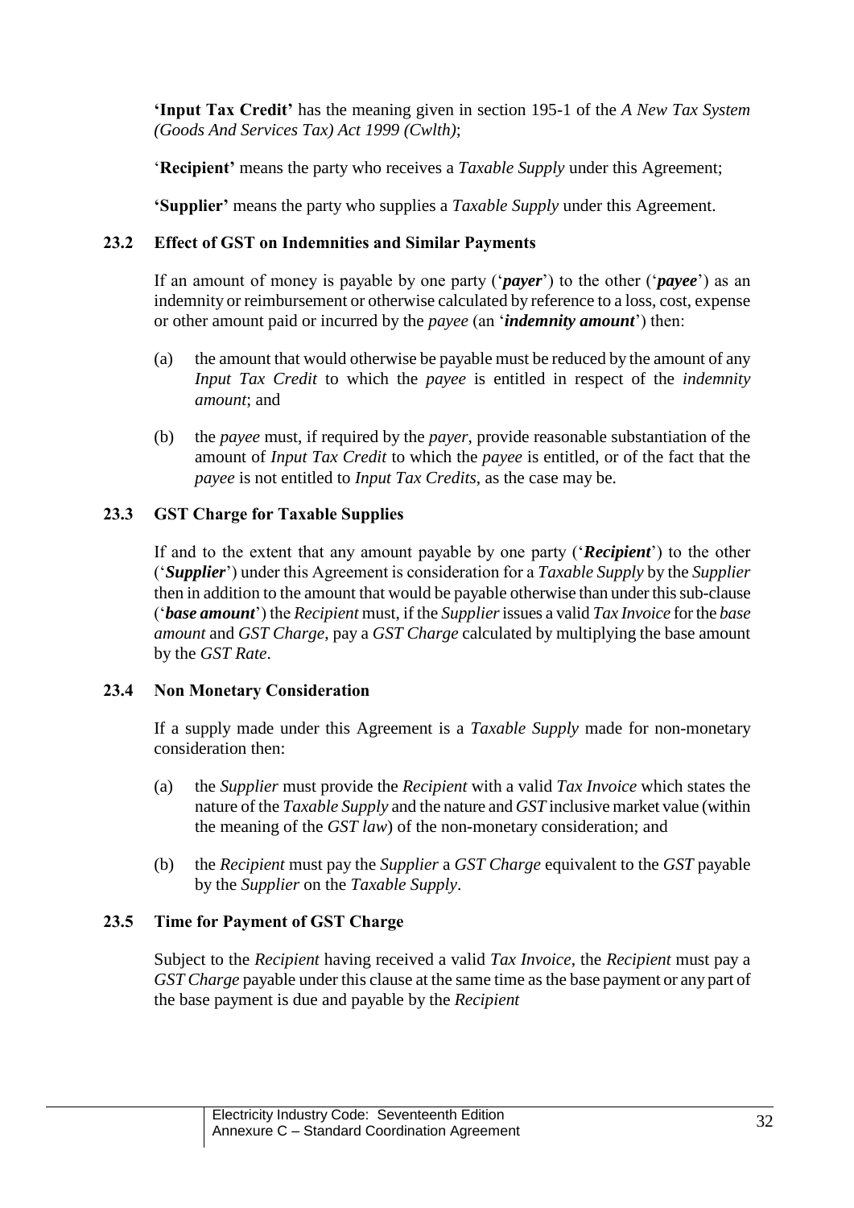**'Input Tax Credit'** has the meaning given in section 195-1 of the *A New Tax System (Goods And Services Tax) Act 1999 (Cwlth)*;

'**Recipient'** means the party who receives a *Taxable Supply* under this Agreement;

**'Supplier'** means the party who supplies a *Taxable Supply* under this Agreement.

### 23.2 Effect of GST on Indemnities and Similar Payments

If an amount of money is payable by one party ('***payer***') to the other ('***payee***') as an indemnity or reimbursement or otherwise calculated by reference to a loss, cost, expense or other amount paid or incurred by the *payee* (an '***indemnity amount***') then:

(a) the amount that would otherwise be payable must be reduced by the amount of any *Input Tax Credit* to which the *payee* is entitled in respect of the *indemnity amount*; and

(b) the *payee* must, if required by the *payer*, provide reasonable substantiation of the amount of *Input Tax Credit* to which the *payee* is entitled, or of the fact that the *payee* is not entitled to *Input Tax Credits*, as the case may be.

### 23.3 GST Charge for Taxable Supplies

If and to the extent that any amount payable by one party ('***Recipient***') to the other ('***Supplier***') under this Agreement is consideration for a *Taxable Supply* by the *Supplier* then in addition to the amount that would be payable otherwise than under this sub-clause ('***base amount***') the *Recipient* must, if the *Supplier* issues a valid *Tax Invoice* for the *base amount* and *GST Charge*, pay a *GST Charge* calculated by multiplying the base amount by the *GST Rate*.

### 23.4 Non Monetary Consideration

If a supply made under this Agreement is a *Taxable Supply* made for non-monetary consideration then:

(a) the *Supplier* must provide the *Recipient* with a valid *Tax Invoice* which states the nature of the *Taxable Supply* and the nature and *GST* inclusive market value (within the meaning of the *GST law*) of the non-monetary consideration; and

(b) the *Recipient* must pay the *Supplier* a *GST Charge* equivalent to the *GST* payable by the *Supplier* on the *Taxable Supply*.

### 23.5 Time for Payment of GST Charge

Subject to the *Recipient* having received a valid *Tax Invoice*, the *Recipient* must pay a *GST Charge* payable under this clause at the same time as the base payment or any part of the base payment is due and payable by the *Recipient*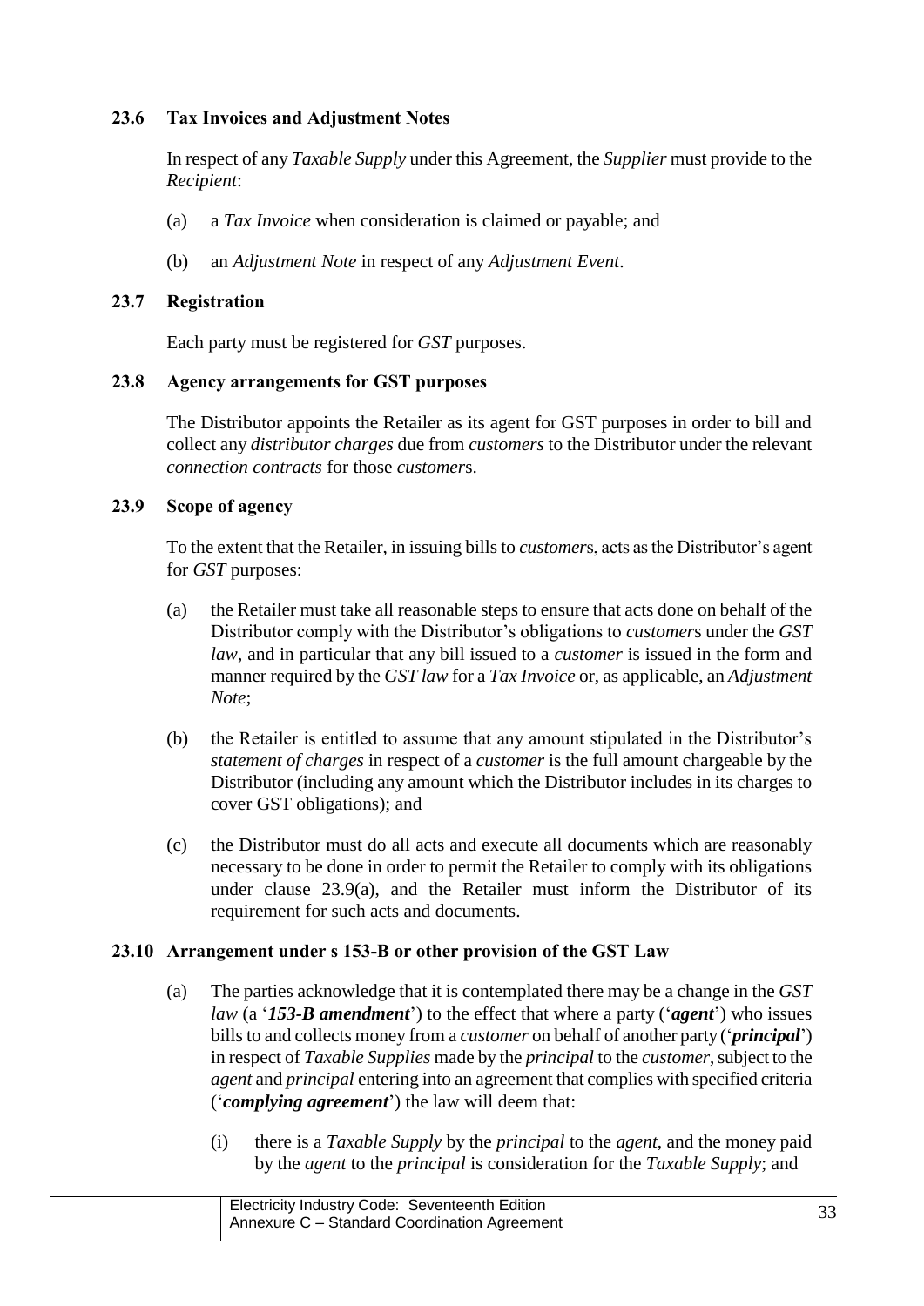### 23.6 Tax Invoices and Adjustment Notes

In respect of any *Taxable Supply* under this Agreement, the *Supplier* must provide to the *Recipient*:

(a) a *Tax Invoice* when consideration is claimed or payable; and

(b) an *Adjustment Note* in respect of any *Adjustment Event*.

### 23.7 Registration

Each party must be registered for *GST* purposes.

### 23.8 Agency arrangements for GST purposes

The Distributor appoints the Retailer as its agent for GST purposes in order to bill and collect any *distributor charges* due from *customers* to the Distributor under the relevant *connection contracts* for those *customer*s.

### 23.9 Scope of agency

To the extent that the Retailer, in issuing bills to *customer*s, acts as the Distributor's agent for *GST* purposes:

(a) the Retailer must take all reasonable steps to ensure that acts done on behalf of the Distributor comply with the Distributor's obligations to *customer*s under the *GST law*, and in particular that any bill issued to a *customer* is issued in the form and manner required by the *GST law* for a *Tax Invoice* or, as applicable, an *Adjustment Note*;

(b) the Retailer is entitled to assume that any amount stipulated in the Distributor's *statement of charges* in respect of a *customer* is the full amount chargeable by the Distributor (including any amount which the Distributor includes in its charges to cover GST obligations); and

(c) the Distributor must do all acts and execute all documents which are reasonably necessary to be done in order to permit the Retailer to comply with its obligations under clause 23.9(a), and the Retailer must inform the Distributor of its requirement for such acts and documents.

### 23.10 Arrangement under s 153-B or other provision of the GST Law

(a) The parties acknowledge that it is contemplated there may be a change in the *GST law* ('***153-B amendment***') to the effect that where a party ('***agent***') who issues bills to and collects money from a *customer* on behalf of another party ('***principal***') in respect of *Taxable Supplies* made by the *principal* to the *customer*, subject to the *agent* and *principal* entering into an agreement that complies with specified criteria ('***complying agreement***') the law will deem that:

(i) there is a *Taxable Supply* by the *principal* to the *agent*, and the money paid by the *agent* to the *principal* is consideration for the *Taxable Supply*; and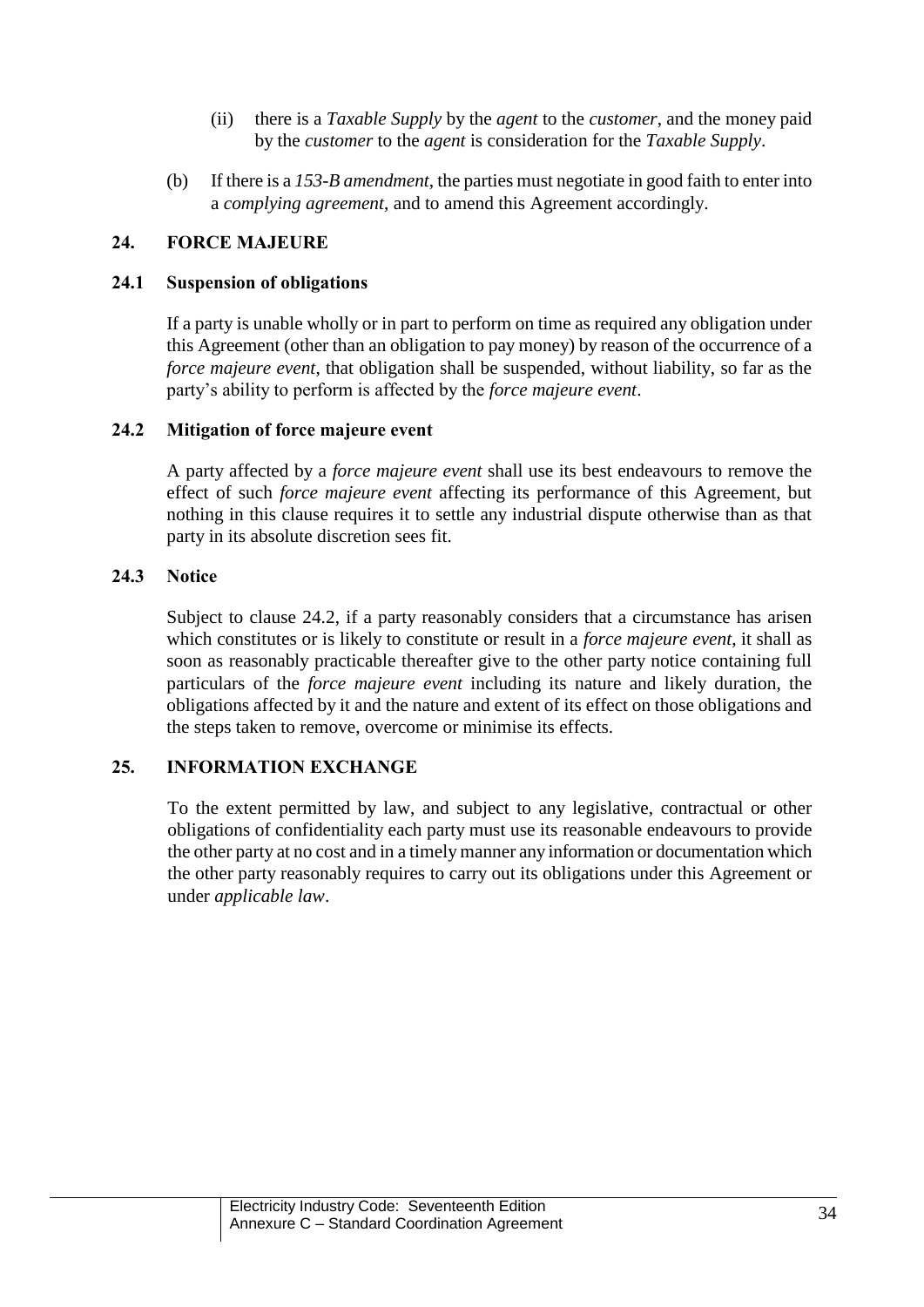(ii) there is a *Taxable Supply* by the *agent* to the *customer*, and the money paid by the *customer* to the *agent* is consideration for the *Taxable Supply*.

(b) If there is a *153-B amendment*, the parties must negotiate in good faith to enter into a *complying agreement*, and to amend this Agreement accordingly.

## 24. FORCE MAJEURE

### 24.1 Suspension of obligations

If a party is unable wholly or in part to perform on time as required any obligation under this Agreement (other than an obligation to pay money) by reason of the occurrence of a *force majeure event*, that obligation shall be suspended, without liability, so far as the party's ability to perform is affected by the *force majeure event*.

### 24.2 Mitigation of force majeure event

A party affected by a *force majeure event* shall use its best endeavours to remove the effect of such *force majeure event* affecting its performance of this Agreement, but nothing in this clause requires it to settle any industrial dispute otherwise than as that party in its absolute discretion sees fit.

### 24.3 Notice

Subject to clause 24.2, if a party reasonably considers that a circumstance has arisen which constitutes or is likely to constitute or result in a *force majeure event*, it shall as soon as reasonably practicable thereafter give to the other party notice containing full particulars of the *force majeure event* including its nature and likely duration, the obligations affected by it and the nature and extent of its effect on those obligations and the steps taken to remove, overcome or minimise its effects.

## 25. INFORMATION EXCHANGE

To the extent permitted by law, and subject to any legislative, contractual or other obligations of confidentiality each party must use its reasonable endeavours to provide the other party at no cost and in a timely manner any information or documentation which the other party reasonably requires to carry out its obligations under this Agreement or under *applicable law*.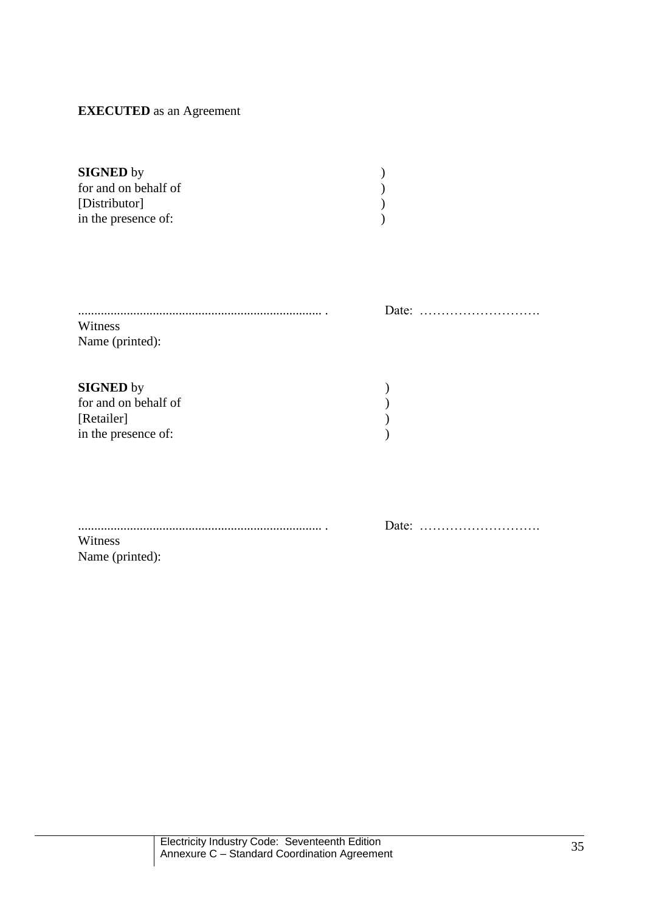**EXECUTED** as an Agreement

**SIGNED** by )
for and on behalf of )
[Distributor] )
in the presence of: )

........................................................................... . Date: ……………………….

Witness
Name (printed):

**SIGNED** by )
for and on behalf of )
[Retailer] )
in the presence of: )

........................................................................... . Date: ……………………….

Witness
Name (printed):